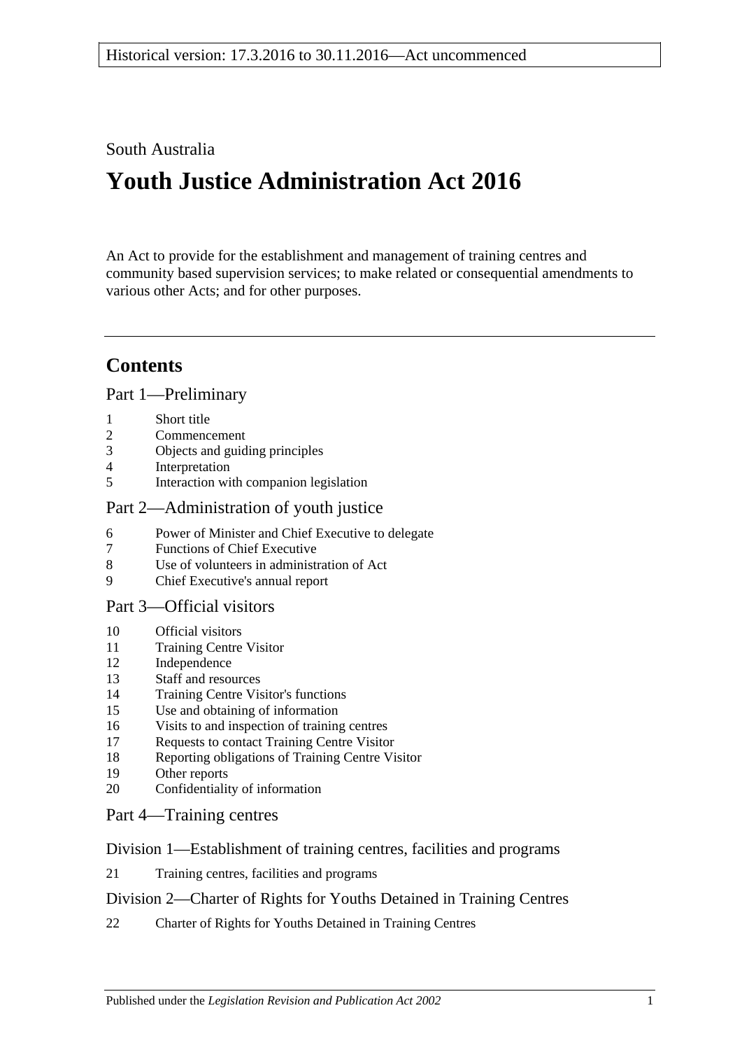Historical version: 17.3.2016 to 30.11.2016—Act uncommenced

South Australia

# Youth Justice Administration Act 2016

An Act to provide for the establishment and management of training centres and community based supervision services; to make related or consequential amendments to various other Acts; and for other purposes.

---

## Contents

### Part 1—Preliminary

1 Short title
2 Commencement
3 Objects and guiding principles
4 Interpretation
5 Interaction with companion legislation

### Part 2—Administration of youth justice

6 Power of Minister and Chief Executive to delegate
7 Functions of Chief Executive
8 Use of volunteers in administration of Act
9 Chief Executive's annual report

### Part 3—Official visitors

10 Official visitors
11 Training Centre Visitor
12 Independence
13 Staff and resources
14 Training Centre Visitor's functions
15 Use and obtaining of information
16 Visits to and inspection of training centres
17 Requests to contact Training Centre Visitor
18 Reporting obligations of Training Centre Visitor
19 Other reports
20 Confidentiality of information

### Part 4—Training centres

#### Division 1—Establishment of training centres, facilities and programs

21 Training centres, facilities and programs

#### Division 2—Charter of Rights for Youths Detained in Training Centres

22 Charter of Rights for Youths Detained in Training Centres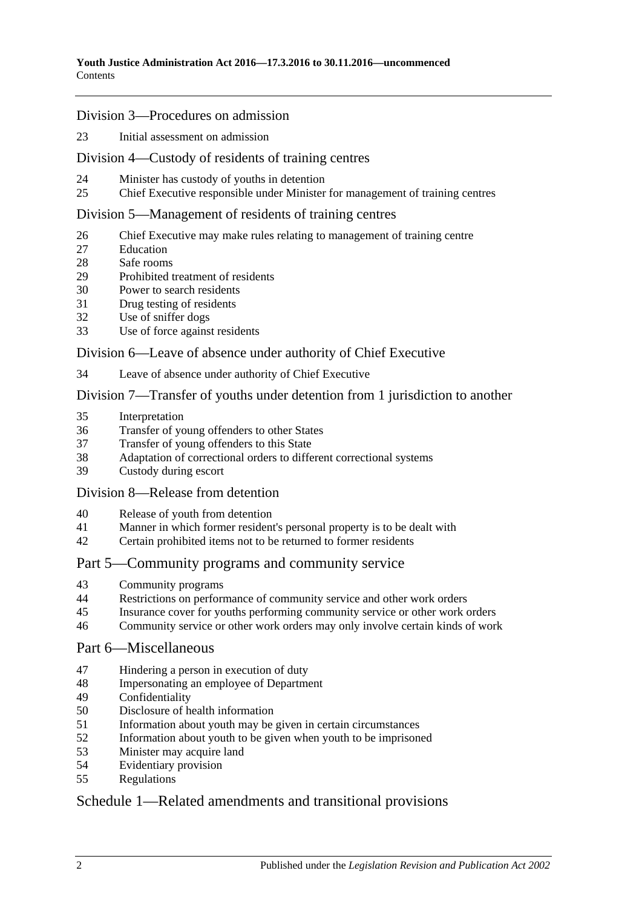## Division 3—Procedures on admission

23 Initial assessment on admission

## Division 4—Custody of residents of training centres

24 Minister has custody of youths in detention
25 Chief Executive responsible under Minister for management of training centres

## Division 5—Management of residents of training centres

26 Chief Executive may make rules relating to management of training centre
27 Education
28 Safe rooms
29 Prohibited treatment of residents
30 Power to search residents
31 Drug testing of residents
32 Use of sniffer dogs
33 Use of force against residents

## Division 6—Leave of absence under authority of Chief Executive

34 Leave of absence under authority of Chief Executive

## Division 7—Transfer of youths under detention from 1 jurisdiction to another

35 Interpretation
36 Transfer of young offenders to other States
37 Transfer of young offenders to this State
38 Adaptation of correctional orders to different correctional systems
39 Custody during escort

## Division 8—Release from detention

40 Release of youth from detention
41 Manner in which former resident's personal property is to be dealt with
42 Certain prohibited items not to be returned to former residents

## Part 5—Community programs and community service

43 Community programs
44 Restrictions on performance of community service and other work orders
45 Insurance cover for youths performing community service or other work orders
46 Community service or other work orders may only involve certain kinds of work

## Part 6—Miscellaneous

47 Hindering a person in execution of duty
48 Impersonating an employee of Department
49 Confidentiality
50 Disclosure of health information
51 Information about youth may be given in certain circumstances
52 Information about youth to be given when youth to be imprisoned
53 Minister may acquire land
54 Evidentiary provision
55 Regulations

## Schedule 1—Related amendments and transitional provisions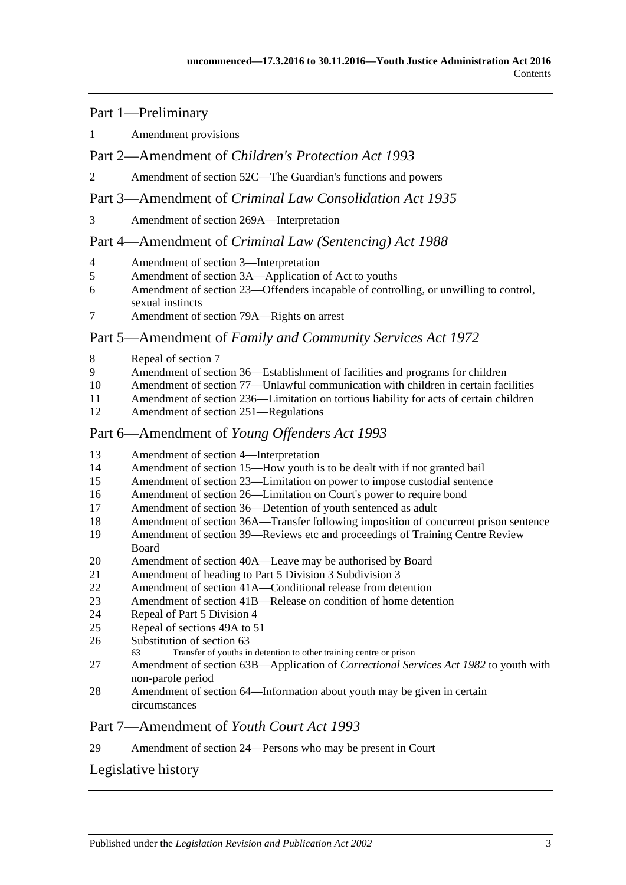## Part 1—Preliminary

1 Amendment provisions

## Part 2—Amendment of *Children's Protection Act 1993*

2 Amendment of section 52C—The Guardian's functions and powers

## Part 3—Amendment of *Criminal Law Consolidation Act 1935*

3 Amendment of section 269A—Interpretation

## Part 4—Amendment of *Criminal Law (Sentencing) Act 1988*

4 Amendment of section 3—Interpretation
5 Amendment of section 3A—Application of Act to youths
6 Amendment of section 23—Offenders incapable of controlling, or unwilling to control, sexual instincts
7 Amendment of section 79A—Rights on arrest

## Part 5—Amendment of *Family and Community Services Act 1972*

8 Repeal of section 7
9 Amendment of section 36—Establishment of facilities and programs for children
10 Amendment of section 77—Unlawful communication with children in certain facilities
11 Amendment of section 236—Limitation on tortious liability for acts of certain children
12 Amendment of section 251—Regulations

## Part 6—Amendment of *Young Offenders Act 1993*

13 Amendment of section 4—Interpretation
14 Amendment of section 15—How youth is to be dealt with if not granted bail
15 Amendment of section 23—Limitation on power to impose custodial sentence
16 Amendment of section 26—Limitation on Court's power to require bond
17 Amendment of section 36—Detention of youth sentenced as adult
18 Amendment of section 36A—Transfer following imposition of concurrent prison sentence
19 Amendment of section 39—Reviews etc and proceedings of Training Centre Review Board
20 Amendment of section 40A—Leave may be authorised by Board
21 Amendment of heading to Part 5 Division 3 Subdivision 3
22 Amendment of section 41A—Conditional release from detention
23 Amendment of section 41B—Release on condition of home detention
24 Repeal of Part 5 Division 4
25 Repeal of sections 49A to 51
26 Substitution of section 63
    63 Transfer of youths in detention to other training centre or prison
27 Amendment of section 63B—Application of *Correctional Services Act 1982* to youth with non-parole period
28 Amendment of section 64—Information about youth may be given in certain circumstances

## Part 7—Amendment of *Youth Court Act 1993*

29 Amendment of section 24—Persons who may be present in Court

## Legislative history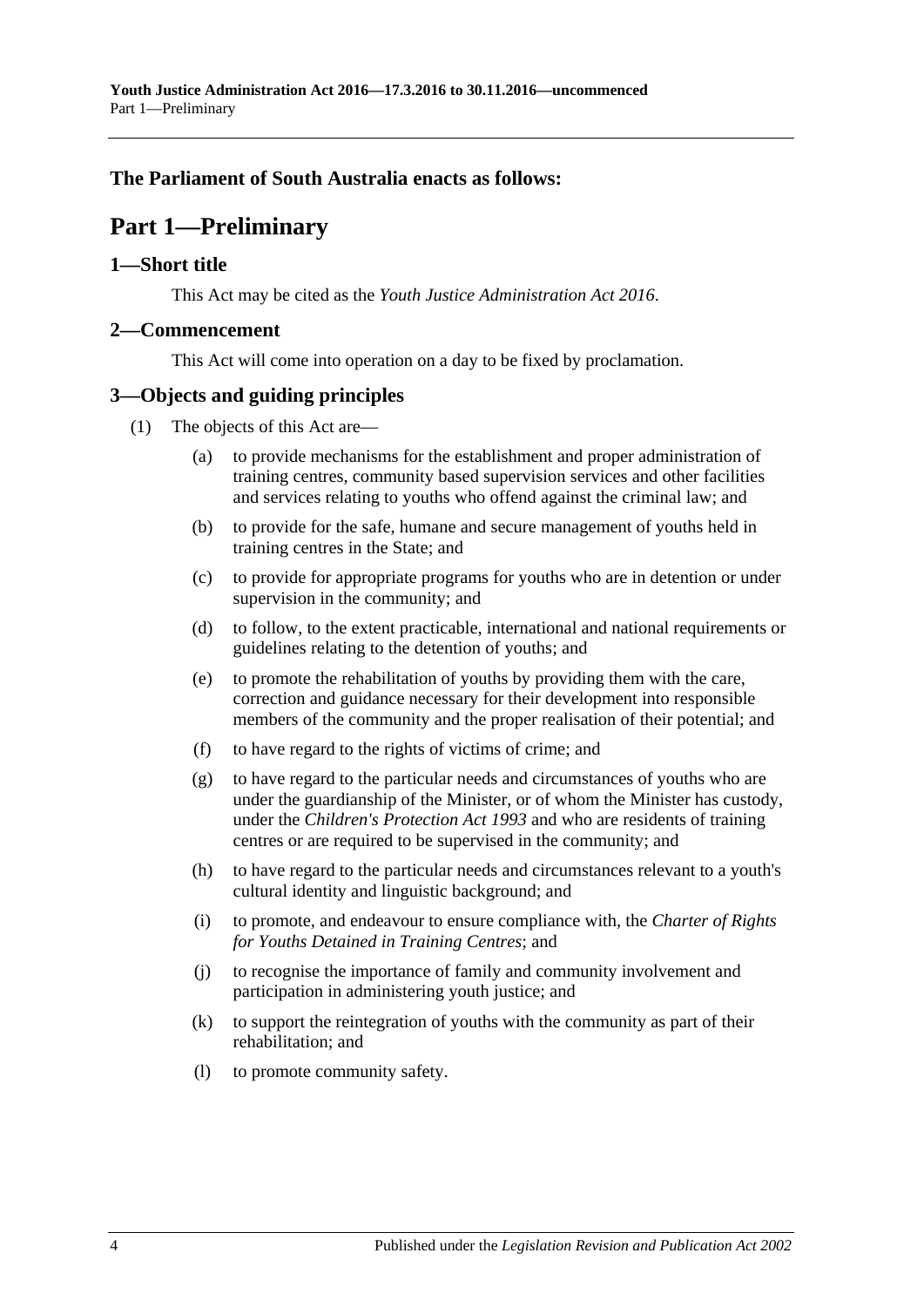**The Parliament of South Australia enacts as follows:**

# Part 1—Preliminary

## 1—Short title

This Act may be cited as the *Youth Justice Administration Act 2016*.

## 2—Commencement

This Act will come into operation on a day to be fixed by proclamation.

## 3—Objects and guiding principles

(1) The objects of this Act are—

(a) to provide mechanisms for the establishment and proper administration of training centres, community based supervision services and other facilities and services relating to youths who offend against the criminal law; and

(b) to provide for the safe, humane and secure management of youths held in training centres in the State; and

(c) to provide for appropriate programs for youths who are in detention or under supervision in the community; and

(d) to follow, to the extent practicable, international and national requirements or guidelines relating to the detention of youths; and

(e) to promote the rehabilitation of youths by providing them with the care, correction and guidance necessary for their development into responsible members of the community and the proper realisation of their potential; and

(f) to have regard to the rights of victims of crime; and

(g) to have regard to the particular needs and circumstances of youths who are under the guardianship of the Minister, or of whom the Minister has custody, under the *Children's Protection Act 1993* and who are residents of training centres or are required to be supervised in the community; and

(h) to have regard to the particular needs and circumstances relevant to a youth's cultural identity and linguistic background; and

(i) to promote, and endeavour to ensure compliance with, the *Charter of Rights for Youths Detained in Training Centres*; and

(j) to recognise the importance of family and community involvement and participation in administering youth justice; and

(k) to support the reintegration of youths with the community as part of their rehabilitation; and

(l) to promote community safety.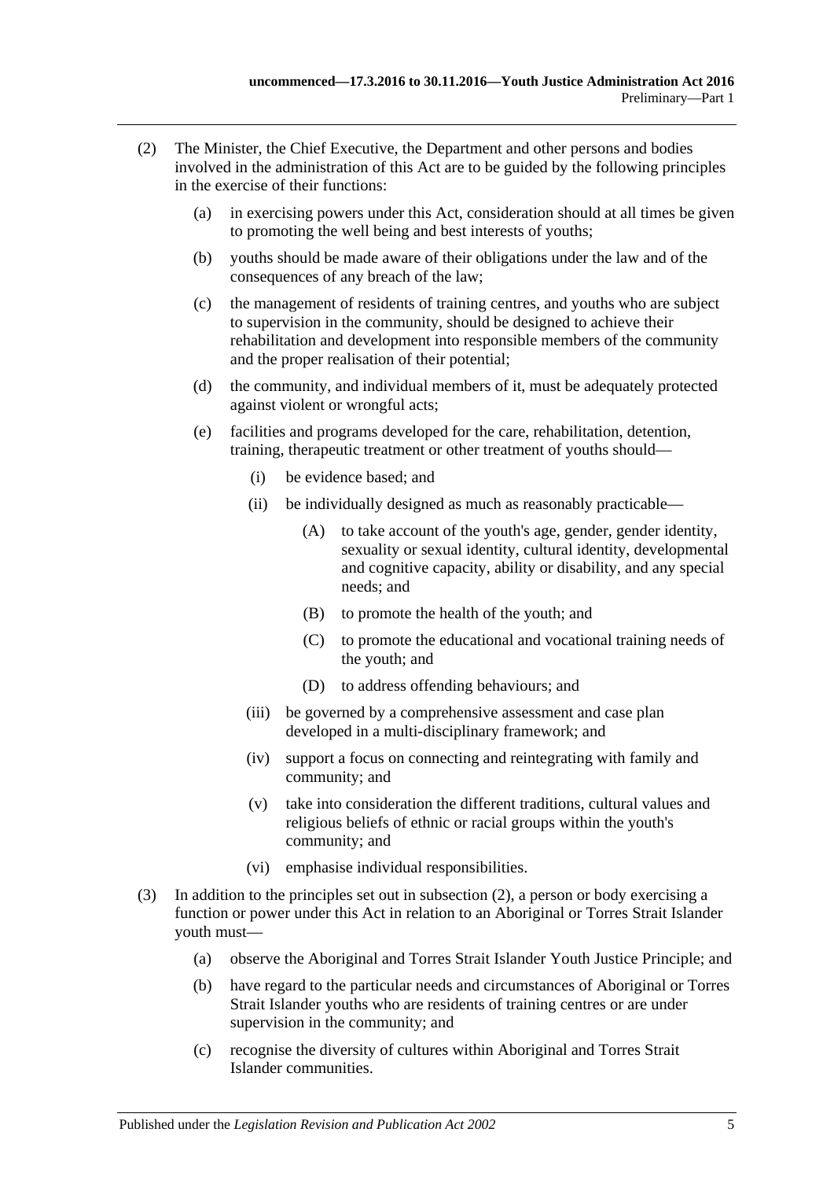(2) The Minister, the Chief Executive, the Department and other persons and bodies involved in the administration of this Act are to be guided by the following principles in the exercise of their functions:

(a) in exercising powers under this Act, consideration should at all times be given to promoting the well being and best interests of youths;

(b) youths should be made aware of their obligations under the law and of the consequences of any breach of the law;

(c) the management of residents of training centres, and youths who are subject to supervision in the community, should be designed to achieve their rehabilitation and development into responsible members of the community and the proper realisation of their potential;

(d) the community, and individual members of it, must be adequately protected against violent or wrongful acts;

(e) facilities and programs developed for the care, rehabilitation, detention, training, therapeutic treatment or other treatment of youths should—

(i) be evidence based; and

(ii) be individually designed as much as reasonably practicable—

(A) to take account of the youth's age, gender, gender identity, sexuality or sexual identity, cultural identity, developmental and cognitive capacity, ability or disability, and any special needs; and

(B) to promote the health of the youth; and

(C) to promote the educational and vocational training needs of the youth; and

(D) to address offending behaviours; and

(iii) be governed by a comprehensive assessment and case plan developed in a multi-disciplinary framework; and

(iv) support a focus on connecting and reintegrating with family and community; and

(v) take into consideration the different traditions, cultural values and religious beliefs of ethnic or racial groups within the youth's community; and

(vi) emphasise individual responsibilities.

(3) In addition to the principles set out in subsection (2), a person or body exercising a function or power under this Act in relation to an Aboriginal or Torres Strait Islander youth must—

(a) observe the Aboriginal and Torres Strait Islander Youth Justice Principle; and

(b) have regard to the particular needs and circumstances of Aboriginal or Torres Strait Islander youths who are residents of training centres or are under supervision in the community; and

(c) recognise the diversity of cultures within Aboriginal and Torres Strait Islander communities.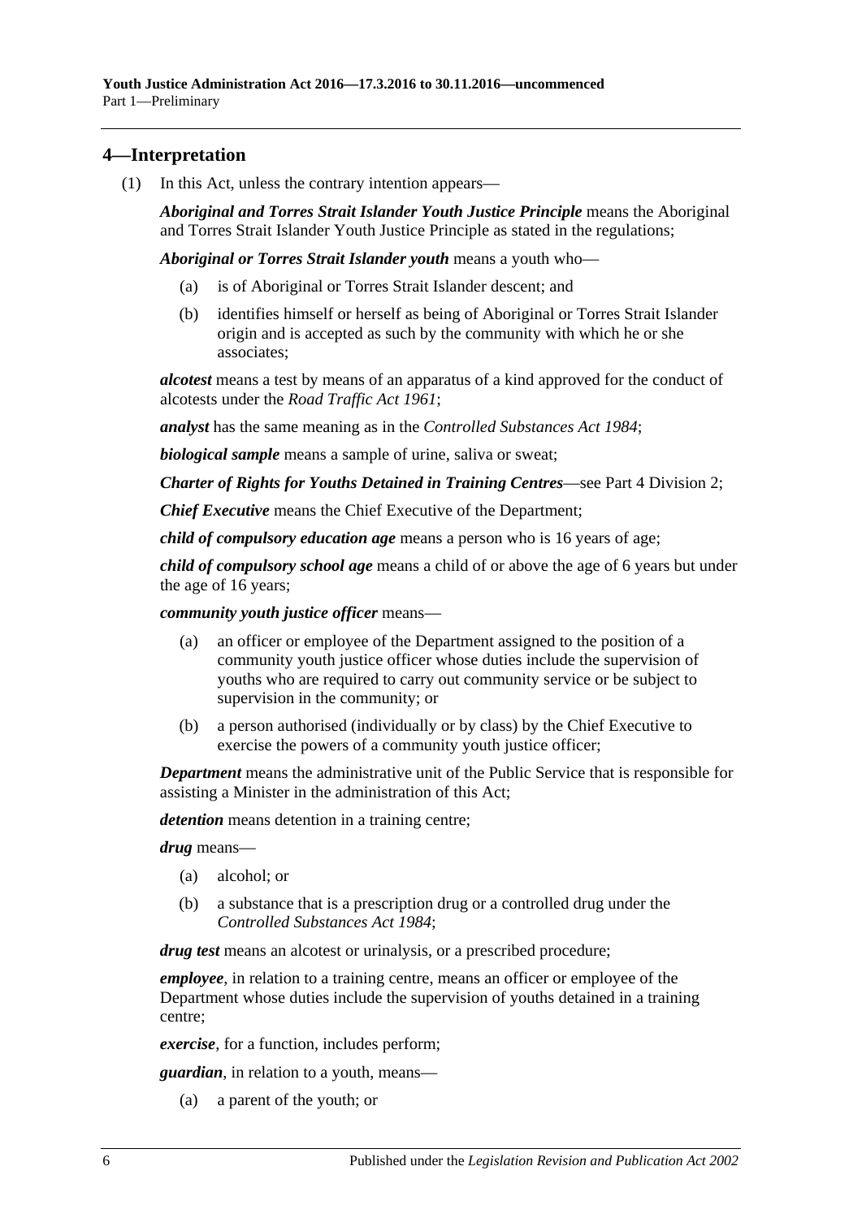## 4—Interpretation

(1) In this Act, unless the contrary intention appears—

***Aboriginal and Torres Strait Islander Youth Justice Principle*** means the Aboriginal and Torres Strait Islander Youth Justice Principle as stated in the regulations;

***Aboriginal or Torres Strait Islander youth*** means a youth who—

- (a) is of Aboriginal or Torres Strait Islander descent; and
- (b) identifies himself or herself as being of Aboriginal or Torres Strait Islander origin and is accepted as such by the community with which he or she associates;

***alcotest*** means a test by means of an apparatus of a kind approved for the conduct of alcotests under the *Road Traffic Act 1961*;

***analyst*** has the same meaning as in the *Controlled Substances Act 1984*;

***biological sample*** means a sample of urine, saliva or sweat;

***Charter of Rights for Youths Detained in Training Centres***—see Part 4 Division 2;

***Chief Executive*** means the Chief Executive of the Department;

***child of compulsory education age*** means a person who is 16 years of age;

***child of compulsory school age*** means a child of or above the age of 6 years but under the age of 16 years;

***community youth justice officer*** means—

- (a) an officer or employee of the Department assigned to the position of a community youth justice officer whose duties include the supervision of youths who are required to carry out community service or be subject to supervision in the community; or
- (b) a person authorised (individually or by class) by the Chief Executive to exercise the powers of a community youth justice officer;

***Department*** means the administrative unit of the Public Service that is responsible for assisting a Minister in the administration of this Act;

***detention*** means detention in a training centre;

***drug*** means—

- (a) alcohol; or
- (b) a substance that is a prescription drug or a controlled drug under the *Controlled Substances Act 1984*;

***drug test*** means an alcotest or urinalysis, or a prescribed procedure;

***employee***, in relation to a training centre, means an officer or employee of the Department whose duties include the supervision of youths detained in a training centre;

***exercise***, for a function, includes perform;

***guardian***, in relation to a youth, means—

- (a) a parent of the youth; or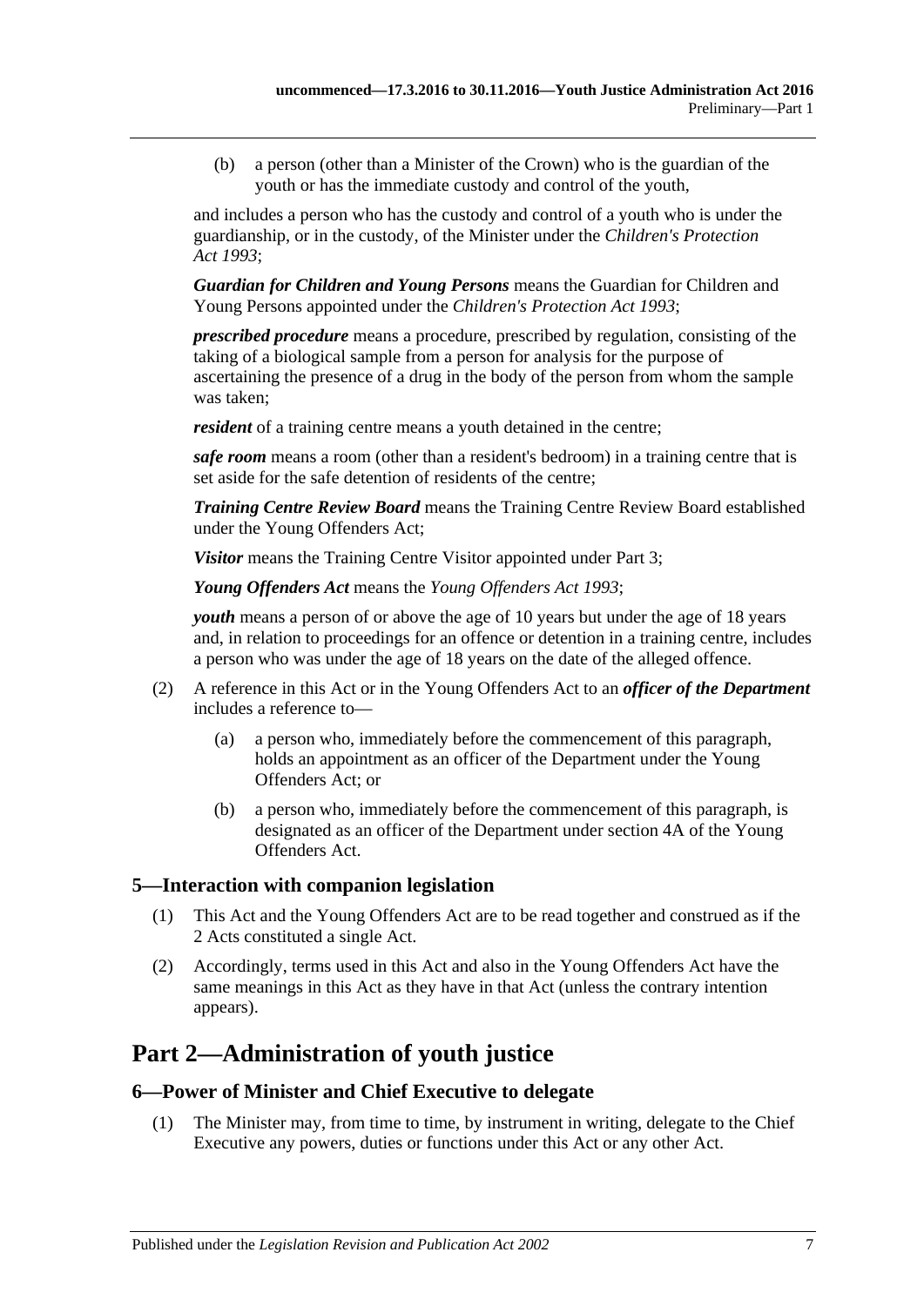(b) a person (other than a Minister of the Crown) who is the guardian of the youth or has the immediate custody and control of the youth,

and includes a person who has the custody and control of a youth who is under the guardianship, or in the custody, of the Minister under the *Children's Protection Act 1993*;

***Guardian for Children and Young Persons*** means the Guardian for Children and Young Persons appointed under the *Children's Protection Act 1993*;

***prescribed procedure*** means a procedure, prescribed by regulation, consisting of the taking of a biological sample from a person for analysis for the purpose of ascertaining the presence of a drug in the body of the person from whom the sample was taken;

***resident*** of a training centre means a youth detained in the centre;

***safe room*** means a room (other than a resident's bedroom) in a training centre that is set aside for the safe detention of residents of the centre;

***Training Centre Review Board*** means the Training Centre Review Board established under the Young Offenders Act;

***Visitor*** means the Training Centre Visitor appointed under Part 3;

***Young Offenders Act*** means the *Young Offenders Act 1993*;

***youth*** means a person of or above the age of 10 years but under the age of 18 years and, in relation to proceedings for an offence or detention in a training centre, includes a person who was under the age of 18 years on the date of the alleged offence.

(2) A reference in this Act or in the Young Offenders Act to an ***officer of the Department*** includes a reference to—

(a) a person who, immediately before the commencement of this paragraph, holds an appointment as an officer of the Department under the Young Offenders Act; or

(b) a person who, immediately before the commencement of this paragraph, is designated as an officer of the Department under section 4A of the Young Offenders Act.

### 5—Interaction with companion legislation

(1) This Act and the Young Offenders Act are to be read together and construed as if the 2 Acts constituted a single Act.

(2) Accordingly, terms used in this Act and also in the Young Offenders Act have the same meanings in this Act as they have in that Act (unless the contrary intention appears).

## Part 2—Administration of youth justice

### 6—Power of Minister and Chief Executive to delegate

(1) The Minister may, from time to time, by instrument in writing, delegate to the Chief Executive any powers, duties or functions under this Act or any other Act.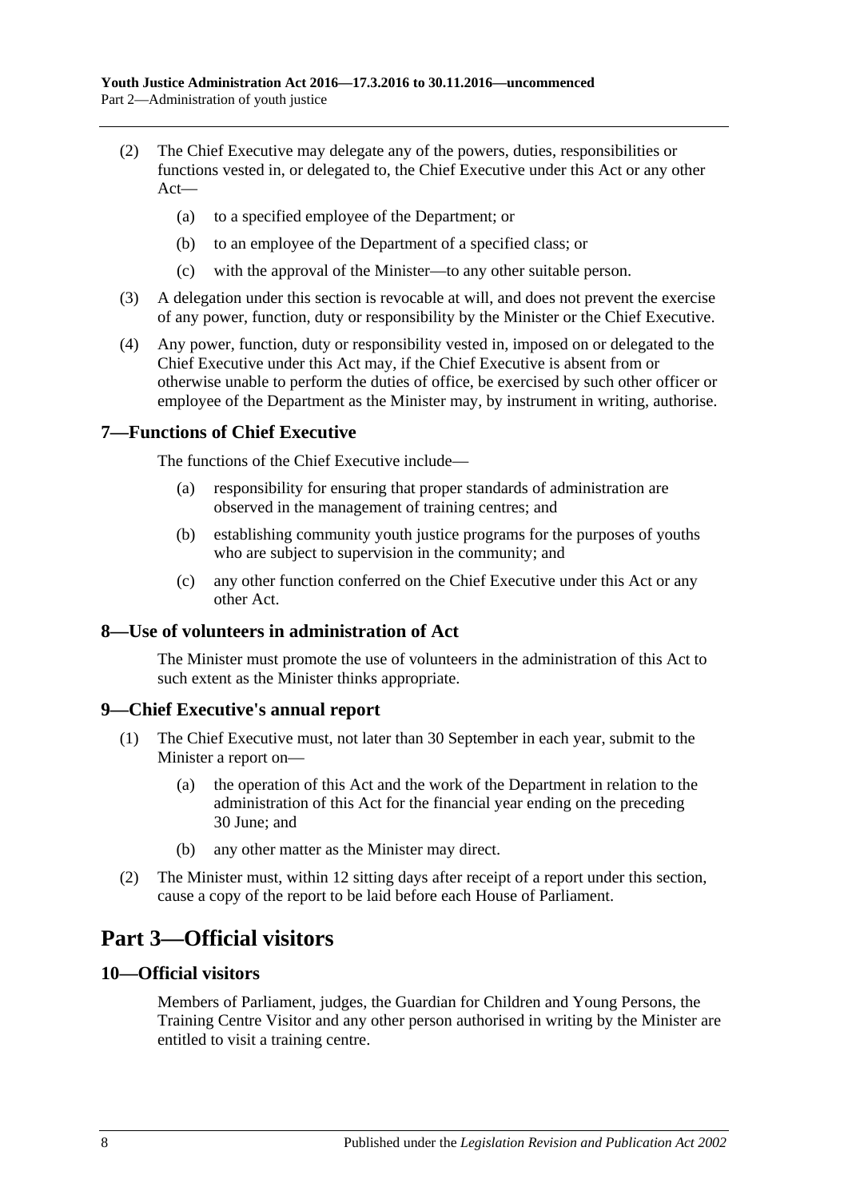(2) The Chief Executive may delegate any of the powers, duties, responsibilities or functions vested in, or delegated to, the Chief Executive under this Act or any other Act—

(a) to a specified employee of the Department; or

(b) to an employee of the Department of a specified class; or

(c) with the approval of the Minister—to any other suitable person.

(3) A delegation under this section is revocable at will, and does not prevent the exercise of any power, function, duty or responsibility by the Minister or the Chief Executive.

(4) Any power, function, duty or responsibility vested in, imposed on or delegated to the Chief Executive under this Act may, if the Chief Executive is absent from or otherwise unable to perform the duties of office, be exercised by such other officer or employee of the Department as the Minister may, by instrument in writing, authorise.

### 7—Functions of Chief Executive

The functions of the Chief Executive include—

(a) responsibility for ensuring that proper standards of administration are observed in the management of training centres; and

(b) establishing community youth justice programs for the purposes of youths who are subject to supervision in the community; and

(c) any other function conferred on the Chief Executive under this Act or any other Act.

### 8—Use of volunteers in administration of Act

The Minister must promote the use of volunteers in the administration of this Act to such extent as the Minister thinks appropriate.

### 9—Chief Executive's annual report

(1) The Chief Executive must, not later than 30 September in each year, submit to the Minister a report on—

(a) the operation of this Act and the work of the Department in relation to the administration of this Act for the financial year ending on the preceding 30 June; and

(b) any other matter as the Minister may direct.

(2) The Minister must, within 12 sitting days after receipt of a report under this section, cause a copy of the report to be laid before each House of Parliament.

## Part 3—Official visitors

### 10—Official visitors

Members of Parliament, judges, the Guardian for Children and Young Persons, the Training Centre Visitor and any other person authorised in writing by the Minister are entitled to visit a training centre.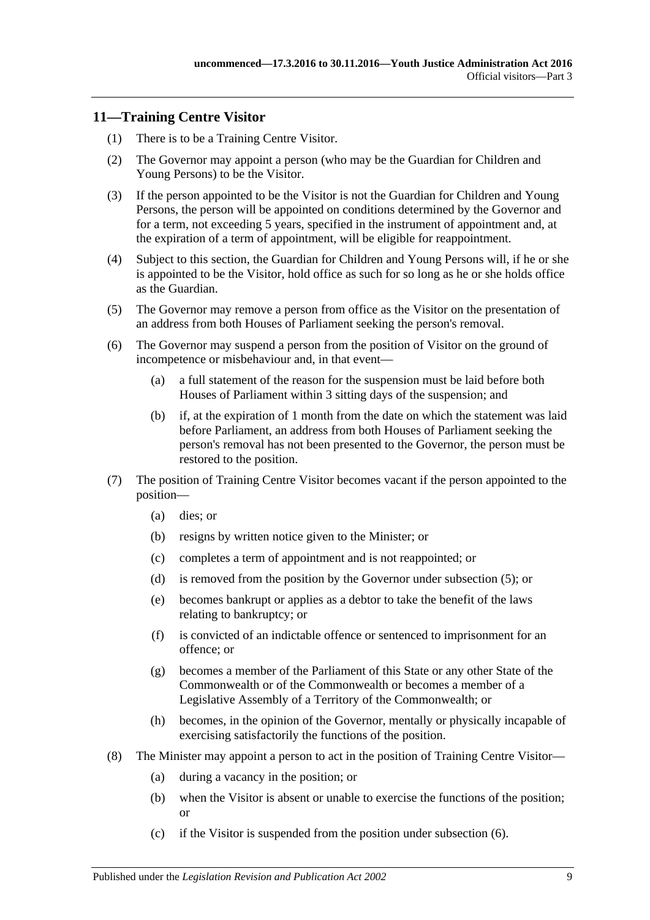## 11—Training Centre Visitor

(1) There is to be a Training Centre Visitor.

(2) The Governor may appoint a person (who may be the Guardian for Children and Young Persons) to be the Visitor.

(3) If the person appointed to be the Visitor is not the Guardian for Children and Young Persons, the person will be appointed on conditions determined by the Governor and for a term, not exceeding 5 years, specified in the instrument of appointment and, at the expiration of a term of appointment, will be eligible for reappointment.

(4) Subject to this section, the Guardian for Children and Young Persons will, if he or she is appointed to be the Visitor, hold office as such for so long as he or she holds office as the Guardian.

(5) The Governor may remove a person from office as the Visitor on the presentation of an address from both Houses of Parliament seeking the person's removal.

(6) The Governor may suspend a person from the position of Visitor on the ground of incompetence or misbehaviour and, in that event—

- (a) a full statement of the reason for the suspension must be laid before both Houses of Parliament within 3 sitting days of the suspension; and
- (b) if, at the expiration of 1 month from the date on which the statement was laid before Parliament, an address from both Houses of Parliament seeking the person's removal has not been presented to the Governor, the person must be restored to the position.

(7) The position of Training Centre Visitor becomes vacant if the person appointed to the position—

- (a) dies; or
- (b) resigns by written notice given to the Minister; or
- (c) completes a term of appointment and is not reappointed; or
- (d) is removed from the position by the Governor under subsection (5); or
- (e) becomes bankrupt or applies as a debtor to take the benefit of the laws relating to bankruptcy; or
- (f) is convicted of an indictable offence or sentenced to imprisonment for an offence; or
- (g) becomes a member of the Parliament of this State or any other State of the Commonwealth or of the Commonwealth or becomes a member of a Legislative Assembly of a Territory of the Commonwealth; or
- (h) becomes, in the opinion of the Governor, mentally or physically incapable of exercising satisfactorily the functions of the position.

(8) The Minister may appoint a person to act in the position of Training Centre Visitor—

- (a) during a vacancy in the position; or
- (b) when the Visitor is absent or unable to exercise the functions of the position; or
- (c) if the Visitor is suspended from the position under subsection (6).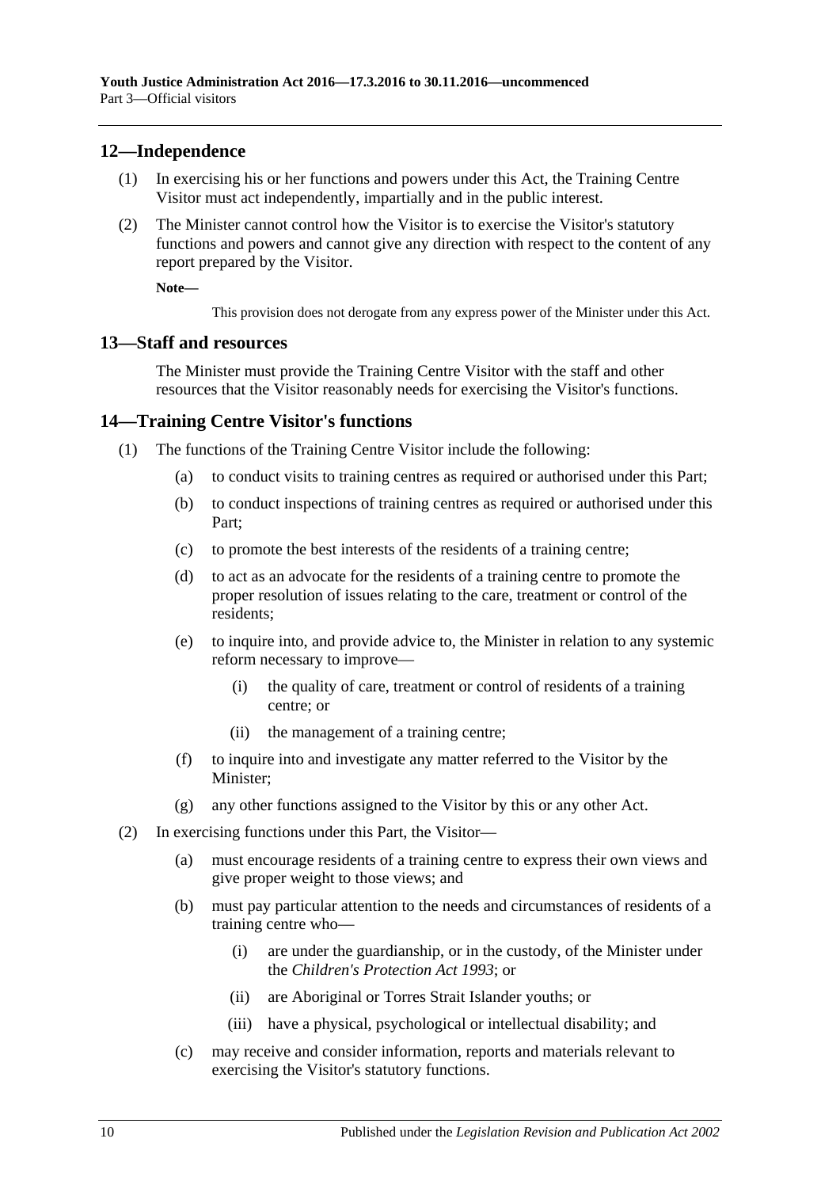## 12—Independence

(1) In exercising his or her functions and powers under this Act, the Training Centre Visitor must act independently, impartially and in the public interest.

(2) The Minister cannot control how the Visitor is to exercise the Visitor's statutory functions and powers and cannot give any direction with respect to the content of any report prepared by the Visitor.

**Note—**

This provision does not derogate from any express power of the Minister under this Act.

## 13—Staff and resources

The Minister must provide the Training Centre Visitor with the staff and other resources that the Visitor reasonably needs for exercising the Visitor's functions.

## 14—Training Centre Visitor's functions

(1) The functions of the Training Centre Visitor include the following:

(a) to conduct visits to training centres as required or authorised under this Part;

(b) to conduct inspections of training centres as required or authorised under this Part;

(c) to promote the best interests of the residents of a training centre;

(d) to act as an advocate for the residents of a training centre to promote the proper resolution of issues relating to the care, treatment or control of the residents;

(e) to inquire into, and provide advice to, the Minister in relation to any systemic reform necessary to improve—

(i) the quality of care, treatment or control of residents of a training centre; or

(ii) the management of a training centre;

(f) to inquire into and investigate any matter referred to the Visitor by the Minister;

(g) any other functions assigned to the Visitor by this or any other Act.

(2) In exercising functions under this Part, the Visitor—

(a) must encourage residents of a training centre to express their own views and give proper weight to those views; and

(b) must pay particular attention to the needs and circumstances of residents of a training centre who—

(i) are under the guardianship, or in the custody, of the Minister under the *Children's Protection Act 1993*; or

(ii) are Aboriginal or Torres Strait Islander youths; or

(iii) have a physical, psychological or intellectual disability; and

(c) may receive and consider information, reports and materials relevant to exercising the Visitor's statutory functions.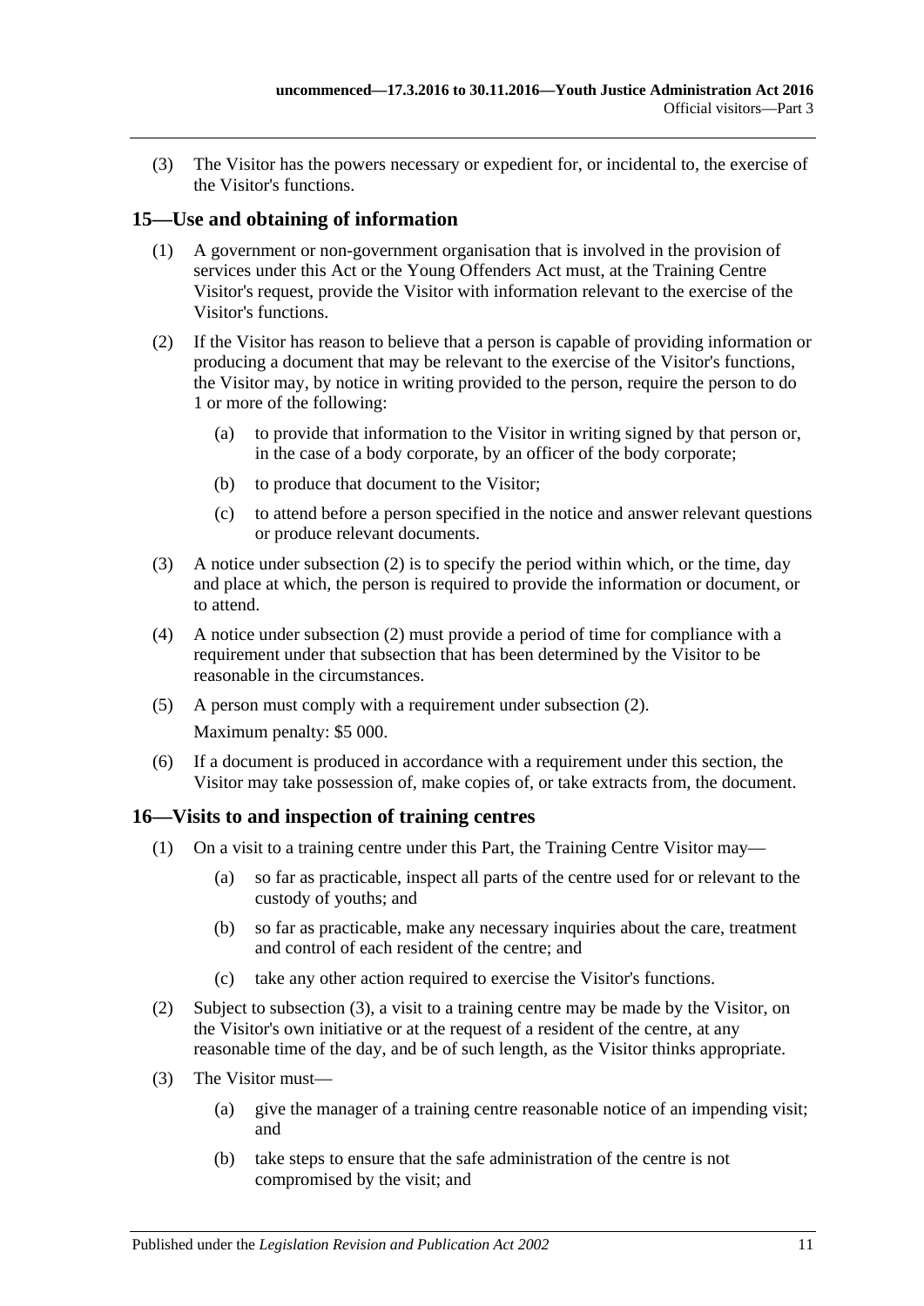(3) The Visitor has the powers necessary or expedient for, or incidental to, the exercise of the Visitor's functions.

## 15—Use and obtaining of information

(1) A government or non-government organisation that is involved in the provision of services under this Act or the Young Offenders Act must, at the Training Centre Visitor's request, provide the Visitor with information relevant to the exercise of the Visitor's functions.

(2) If the Visitor has reason to believe that a person is capable of providing information or producing a document that may be relevant to the exercise of the Visitor's functions, the Visitor may, by notice in writing provided to the person, require the person to do 1 or more of the following:

(a) to provide that information to the Visitor in writing signed by that person or, in the case of a body corporate, by an officer of the body corporate;

(b) to produce that document to the Visitor;

(c) to attend before a person specified in the notice and answer relevant questions or produce relevant documents.

(3) A notice under subsection (2) is to specify the period within which, or the time, day and place at which, the person is required to provide the information or document, or to attend.

(4) A notice under subsection (2) must provide a period of time for compliance with a requirement under that subsection that has been determined by the Visitor to be reasonable in the circumstances.

(5) A person must comply with a requirement under subsection (2).

Maximum penalty: $5 000.

(6) If a document is produced in accordance with a requirement under this section, the Visitor may take possession of, make copies of, or take extracts from, the document.

## 16—Visits to and inspection of training centres

(1) On a visit to a training centre under this Part, the Training Centre Visitor may—

(a) so far as practicable, inspect all parts of the centre used for or relevant to the custody of youths; and

(b) so far as practicable, make any necessary inquiries about the care, treatment and control of each resident of the centre; and

(c) take any other action required to exercise the Visitor's functions.

(2) Subject to subsection (3), a visit to a training centre may be made by the Visitor, on the Visitor's own initiative or at the request of a resident of the centre, at any reasonable time of the day, and be of such length, as the Visitor thinks appropriate.

(3) The Visitor must—

(a) give the manager of a training centre reasonable notice of an impending visit; and

(b) take steps to ensure that the safe administration of the centre is not compromised by the visit; and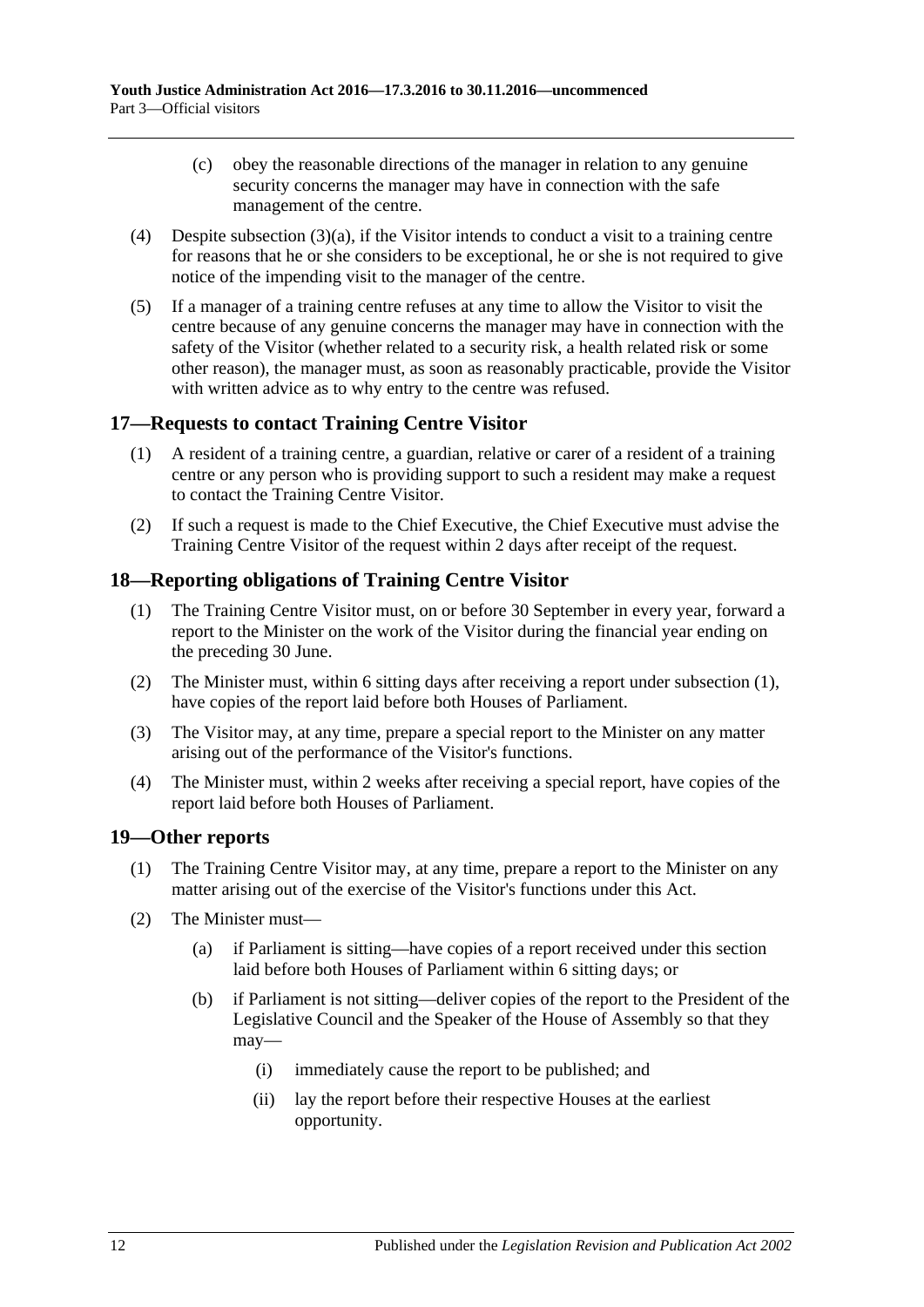(c) obey the reasonable directions of the manager in relation to any genuine security concerns the manager may have in connection with the safe management of the centre.

(4) Despite subsection (3)(a), if the Visitor intends to conduct a visit to a training centre for reasons that he or she considers to be exceptional, he or she is not required to give notice of the impending visit to the manager of the centre.

(5) If a manager of a training centre refuses at any time to allow the Visitor to visit the centre because of any genuine concerns the manager may have in connection with the safety of the Visitor (whether related to a security risk, a health related risk or some other reason), the manager must, as soon as reasonably practicable, provide the Visitor with written advice as to why entry to the centre was refused.

## 17—Requests to contact Training Centre Visitor

(1) A resident of a training centre, a guardian, relative or carer of a resident of a training centre or any person who is providing support to such a resident may make a request to contact the Training Centre Visitor.

(2) If such a request is made to the Chief Executive, the Chief Executive must advise the Training Centre Visitor of the request within 2 days after receipt of the request.

## 18—Reporting obligations of Training Centre Visitor

(1) The Training Centre Visitor must, on or before 30 September in every year, forward a report to the Minister on the work of the Visitor during the financial year ending on the preceding 30 June.

(2) The Minister must, within 6 sitting days after receiving a report under subsection (1), have copies of the report laid before both Houses of Parliament.

(3) The Visitor may, at any time, prepare a special report to the Minister on any matter arising out of the performance of the Visitor's functions.

(4) The Minister must, within 2 weeks after receiving a special report, have copies of the report laid before both Houses of Parliament.

## 19—Other reports

(1) The Training Centre Visitor may, at any time, prepare a report to the Minister on any matter arising out of the exercise of the Visitor's functions under this Act.

(2) The Minister must—

(a) if Parliament is sitting—have copies of a report received under this section laid before both Houses of Parliament within 6 sitting days; or

(b) if Parliament is not sitting—deliver copies of the report to the President of the Legislative Council and the Speaker of the House of Assembly so that they may—

(i) immediately cause the report to be published; and

(ii) lay the report before their respective Houses at the earliest opportunity.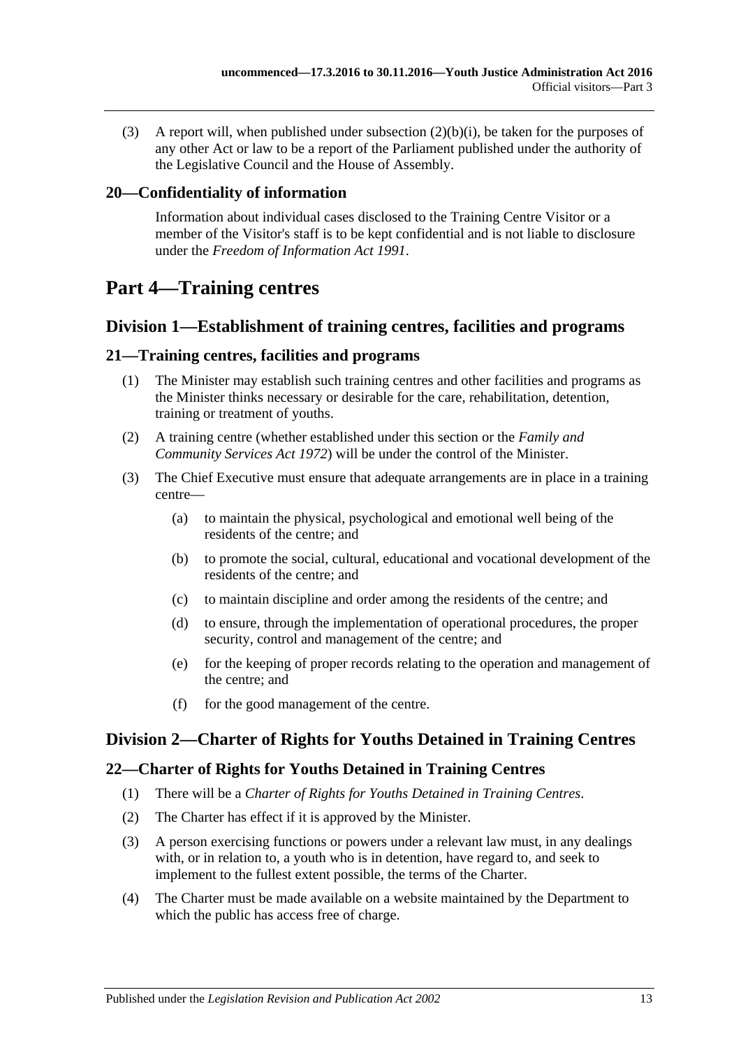(3) A report will, when published under subsection (2)(b)(i), be taken for the purposes of any other Act or law to be a report of the Parliament published under the authority of the Legislative Council and the House of Assembly.

### 20—Confidentiality of information

Information about individual cases disclosed to the Training Centre Visitor or a member of the Visitor's staff is to be kept confidential and is not liable to disclosure under the *Freedom of Information Act 1991*.

# Part 4—Training centres

## Division 1—Establishment of training centres, facilities and programs

### 21—Training centres, facilities and programs

(1) The Minister may establish such training centres and other facilities and programs as the Minister thinks necessary or desirable for the care, rehabilitation, detention, training or treatment of youths.

(2) A training centre (whether established under this section or the *Family and Community Services Act 1972*) will be under the control of the Minister.

(3) The Chief Executive must ensure that adequate arrangements are in place in a training centre—

(a) to maintain the physical, psychological and emotional well being of the residents of the centre; and

(b) to promote the social, cultural, educational and vocational development of the residents of the centre; and

(c) to maintain discipline and order among the residents of the centre; and

(d) to ensure, through the implementation of operational procedures, the proper security, control and management of the centre; and

(e) for the keeping of proper records relating to the operation and management of the centre; and

(f) for the good management of the centre.

## Division 2—Charter of Rights for Youths Detained in Training Centres

### 22—Charter of Rights for Youths Detained in Training Centres

(1) There will be a *Charter of Rights for Youths Detained in Training Centres*.

(2) The Charter has effect if it is approved by the Minister.

(3) A person exercising functions or powers under a relevant law must, in any dealings with, or in relation to, a youth who is in detention, have regard to, and seek to implement to the fullest extent possible, the terms of the Charter.

(4) The Charter must be made available on a website maintained by the Department to which the public has access free of charge.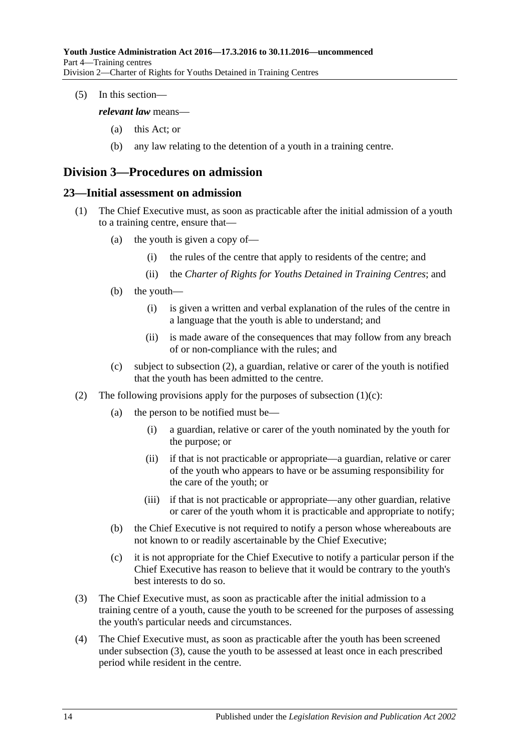(5) In this section—

***relevant law*** means—

(a) this Act; or

(b) any law relating to the detention of a youth in a training centre.

## Division 3—Procedures on admission

### 23—Initial assessment on admission

(1) The Chief Executive must, as soon as practicable after the initial admission of a youth to a training centre, ensure that—

(a) the youth is given a copy of—

(i) the rules of the centre that apply to residents of the centre; and

(ii) the *Charter of Rights for Youths Detained in Training Centres*; and

(b) the youth—

(i) is given a written and verbal explanation of the rules of the centre in a language that the youth is able to understand; and

(ii) is made aware of the consequences that may follow from any breach of or non-compliance with the rules; and

(c) subject to subsection (2), a guardian, relative or carer of the youth is notified that the youth has been admitted to the centre.

(2) The following provisions apply for the purposes of subsection (1)(c):

(a) the person to be notified must be—

(i) a guardian, relative or carer of the youth nominated by the youth for the purpose; or

(ii) if that is not practicable or appropriate—a guardian, relative or carer of the youth who appears to have or be assuming responsibility for the care of the youth; or

(iii) if that is not practicable or appropriate—any other guardian, relative or carer of the youth whom it is practicable and appropriate to notify;

(b) the Chief Executive is not required to notify a person whose whereabouts are not known to or readily ascertainable by the Chief Executive;

(c) it is not appropriate for the Chief Executive to notify a particular person if the Chief Executive has reason to believe that it would be contrary to the youth's best interests to do so.

(3) The Chief Executive must, as soon as practicable after the initial admission to a training centre of a youth, cause the youth to be screened for the purposes of assessing the youth's particular needs and circumstances.

(4) The Chief Executive must, as soon as practicable after the youth has been screened under subsection (3), cause the youth to be assessed at least once in each prescribed period while resident in the centre.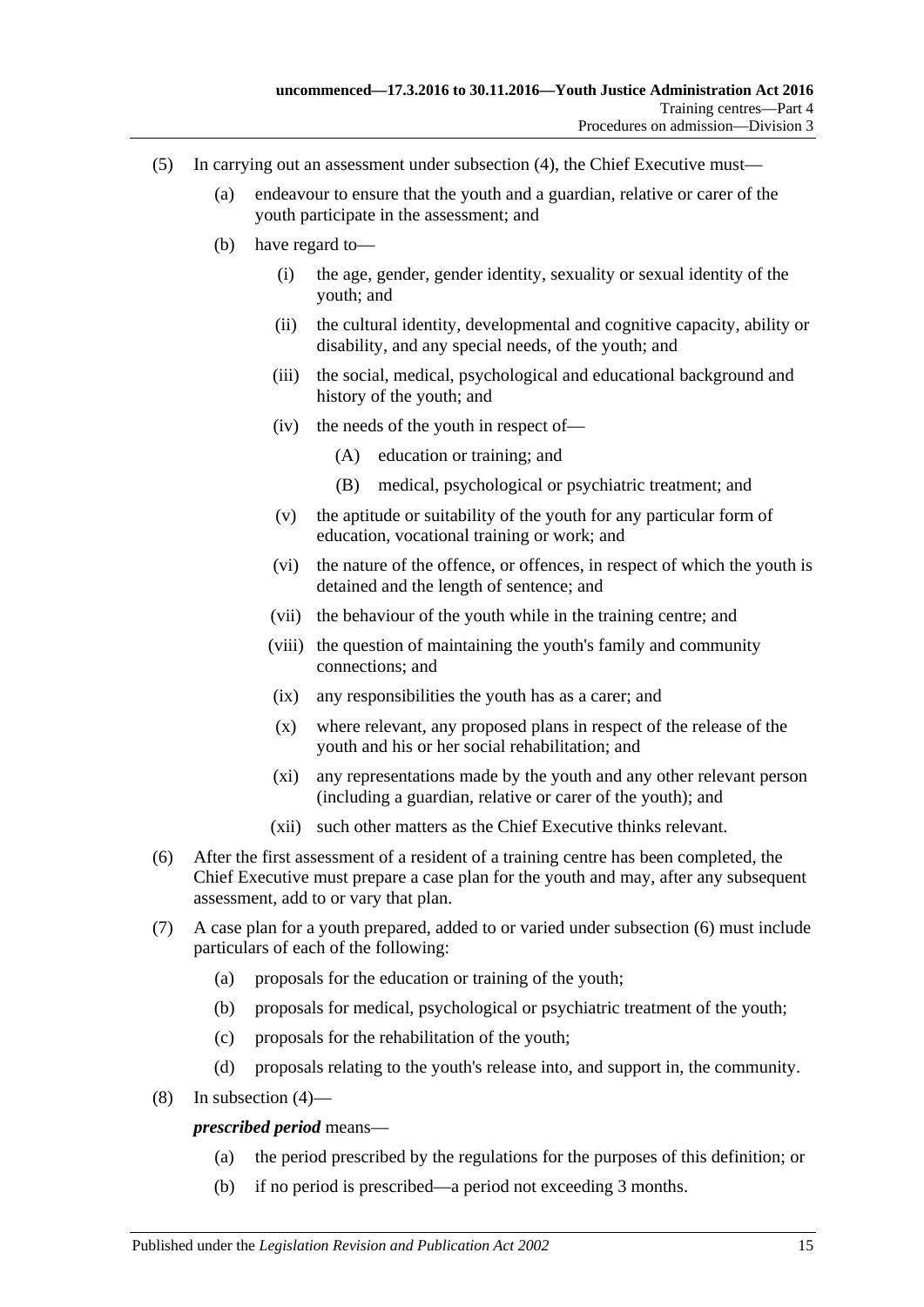(5) In carrying out an assessment under subsection (4), the Chief Executive must—

  (a) endeavour to ensure that the youth and a guardian, relative or carer of the youth participate in the assessment; and

  (b) have regard to—

    (i) the age, gender, gender identity, sexuality or sexual identity of the youth; and

    (ii) the cultural identity, developmental and cognitive capacity, ability or disability, and any special needs, of the youth; and

    (iii) the social, medical, psychological and educational background and history of the youth; and

    (iv) the needs of the youth in respect of—

      (A) education or training; and

      (B) medical, psychological or psychiatric treatment; and

    (v) the aptitude or suitability of the youth for any particular form of education, vocational training or work; and

    (vi) the nature of the offence, or offences, in respect of which the youth is detained and the length of sentence; and

    (vii) the behaviour of the youth while in the training centre; and

    (viii) the question of maintaining the youth's family and community connections; and

    (ix) any responsibilities the youth has as a carer; and

    (x) where relevant, any proposed plans in respect of the release of the youth and his or her social rehabilitation; and

    (xi) any representations made by the youth and any other relevant person (including a guardian, relative or carer of the youth); and

    (xii) such other matters as the Chief Executive thinks relevant.

(6) After the first assessment of a resident of a training centre has been completed, the Chief Executive must prepare a case plan for the youth and may, after any subsequent assessment, add to or vary that plan.

(7) A case plan for a youth prepared, added to or varied under subsection (6) must include particulars of each of the following:

  (a) proposals for the education or training of the youth;

  (b) proposals for medical, psychological or psychiatric treatment of the youth;

  (c) proposals for the rehabilitation of the youth;

  (d) proposals relating to the youth's release into, and support in, the community.

(8) In subsection (4)—

***prescribed period*** means—

  (a) the period prescribed by the regulations for the purposes of this definition; or

  (b) if no period is prescribed—a period not exceeding 3 months.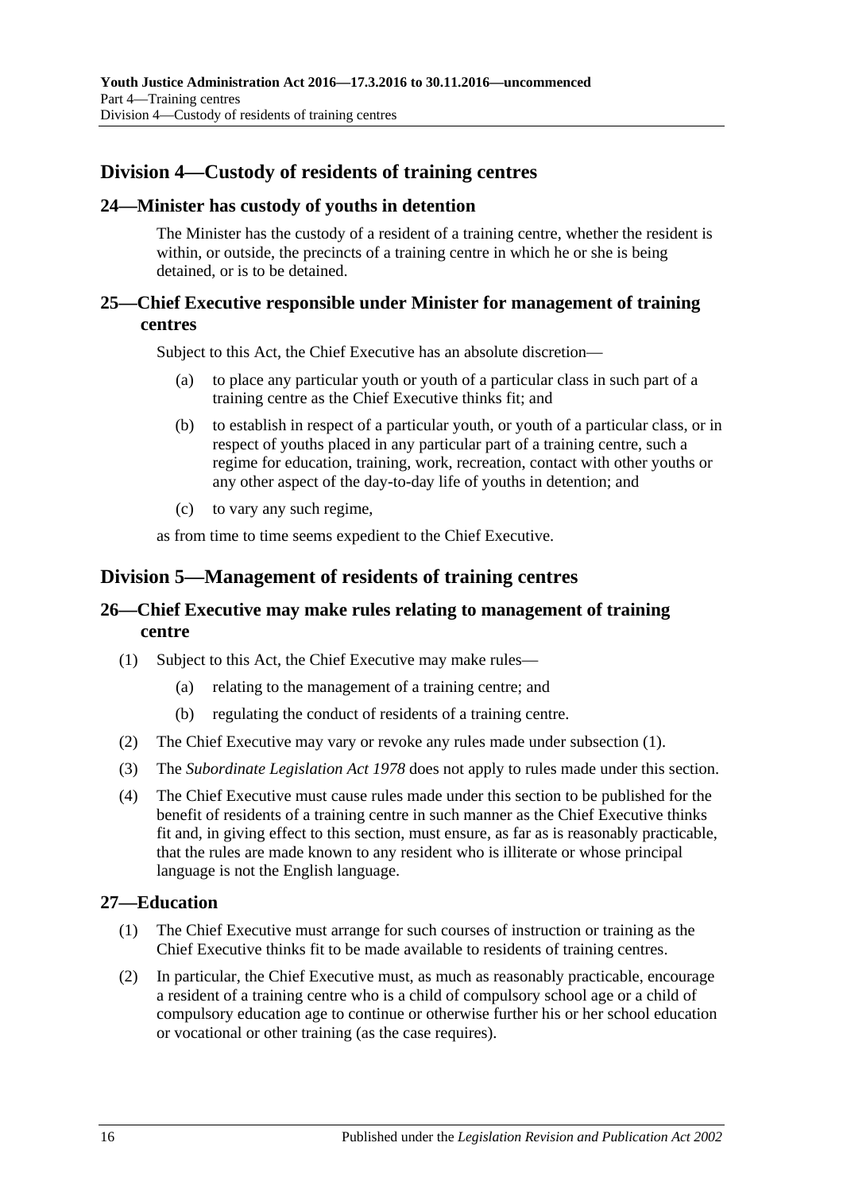## Division 4—Custody of residents of training centres

### 24—Minister has custody of youths in detention

The Minister has the custody of a resident of a training centre, whether the resident is within, or outside, the precincts of a training centre in which he or she is being detained, or is to be detained.

### 25—Chief Executive responsible under Minister for management of training centres

Subject to this Act, the Chief Executive has an absolute discretion—

(a) to place any particular youth or youth of a particular class in such part of a training centre as the Chief Executive thinks fit; and

(b) to establish in respect of a particular youth, or youth of a particular class, or in respect of youths placed in any particular part of a training centre, such a regime for education, training, work, recreation, contact with other youths or any other aspect of the day-to-day life of youths in detention; and

(c) to vary any such regime,

as from time to time seems expedient to the Chief Executive.

## Division 5—Management of residents of training centres

### 26—Chief Executive may make rules relating to management of training centre

(1) Subject to this Act, the Chief Executive may make rules—

(a) relating to the management of a training centre; and

(b) regulating the conduct of residents of a training centre.

(2) The Chief Executive may vary or revoke any rules made under subsection (1).

(3) The *Subordinate Legislation Act 1978* does not apply to rules made under this section.

(4) The Chief Executive must cause rules made under this section to be published for the benefit of residents of a training centre in such manner as the Chief Executive thinks fit and, in giving effect to this section, must ensure, as far as is reasonably practicable, that the rules are made known to any resident who is illiterate or whose principal language is not the English language.

### 27—Education

(1) The Chief Executive must arrange for such courses of instruction or training as the Chief Executive thinks fit to be made available to residents of training centres.

(2) In particular, the Chief Executive must, as much as reasonably practicable, encourage a resident of a training centre who is a child of compulsory school age or a child of compulsory education age to continue or otherwise further his or her school education or vocational or other training (as the case requires).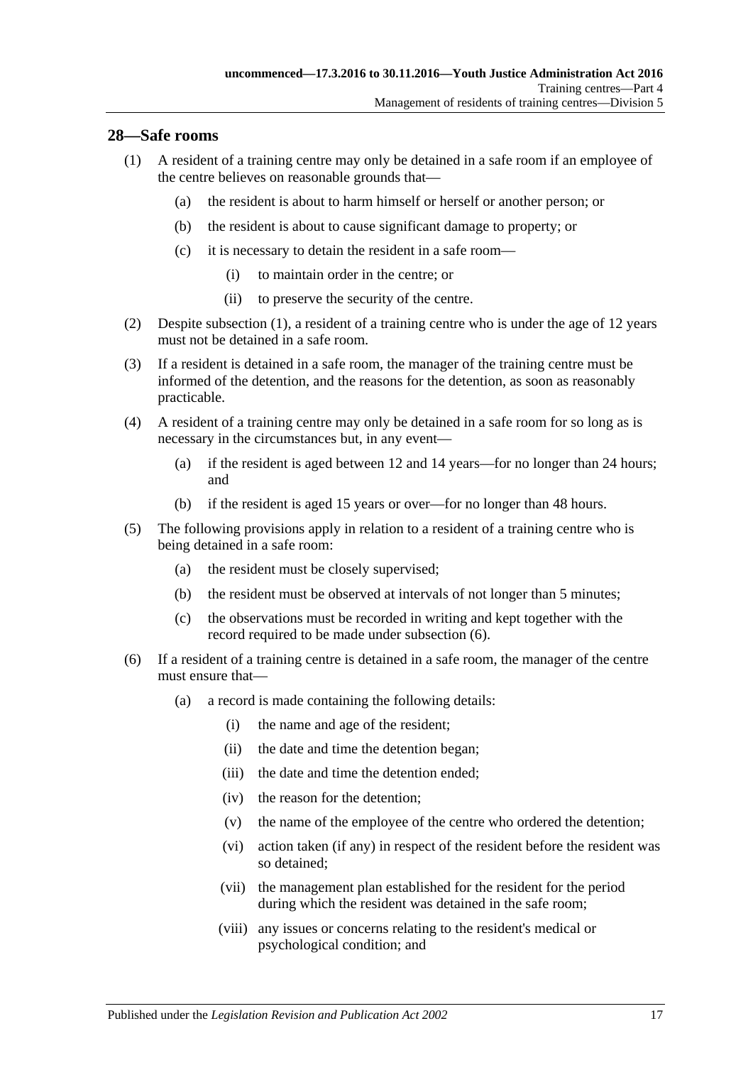## 28—Safe rooms

(1) A resident of a training centre may only be detained in a safe room if an employee of the centre believes on reasonable grounds that—

(a) the resident is about to harm himself or herself or another person; or

(b) the resident is about to cause significant damage to property; or

(c) it is necessary to detain the resident in a safe room—

(i) to maintain order in the centre; or

(ii) to preserve the security of the centre.

(2) Despite subsection (1), a resident of a training centre who is under the age of 12 years must not be detained in a safe room.

(3) If a resident is detained in a safe room, the manager of the training centre must be informed of the detention, and the reasons for the detention, as soon as reasonably practicable.

(4) A resident of a training centre may only be detained in a safe room for so long as is necessary in the circumstances but, in any event—

(a) if the resident is aged between 12 and 14 years—for no longer than 24 hours; and

(b) if the resident is aged 15 years or over—for no longer than 48 hours.

(5) The following provisions apply in relation to a resident of a training centre who is being detained in a safe room:

(a) the resident must be closely supervised;

(b) the resident must be observed at intervals of not longer than 5 minutes;

(c) the observations must be recorded in writing and kept together with the record required to be made under subsection (6).

(6) If a resident of a training centre is detained in a safe room, the manager of the centre must ensure that—

(a) a record is made containing the following details:

(i) the name and age of the resident;

(ii) the date and time the detention began;

(iii) the date and time the detention ended;

(iv) the reason for the detention;

(v) the name of the employee of the centre who ordered the detention;

(vi) action taken (if any) in respect of the resident before the resident was so detained;

(vii) the management plan established for the resident for the period during which the resident was detained in the safe room;

(viii) any issues or concerns relating to the resident's medical or psychological condition; and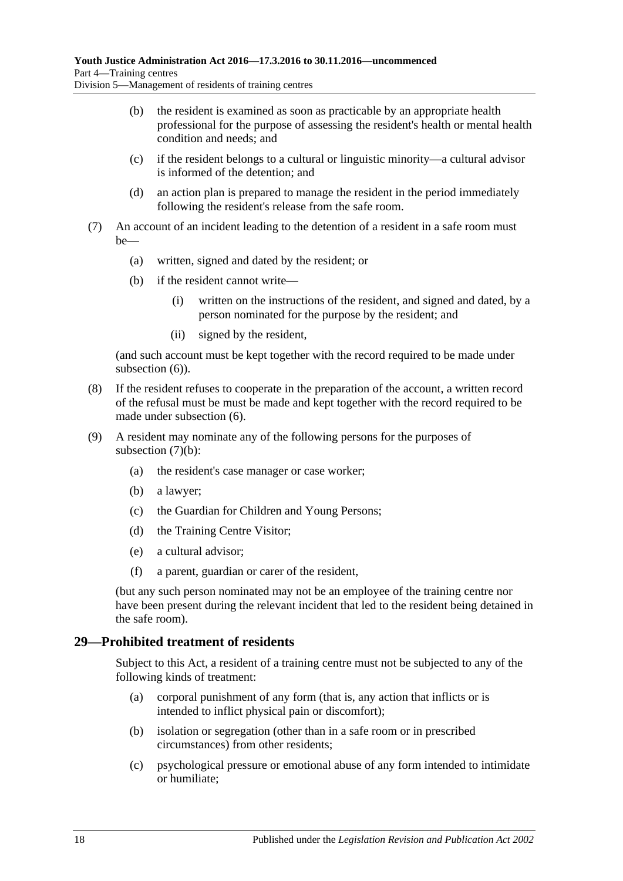(b) the resident is examined as soon as practicable by an appropriate health professional for the purpose of assessing the resident's health or mental health condition and needs; and

(c) if the resident belongs to a cultural or linguistic minority—a cultural advisor is informed of the detention; and

(d) an action plan is prepared to manage the resident in the period immediately following the resident's release from the safe room.

(7) An account of an incident leading to the detention of a resident in a safe room must be—

(a) written, signed and dated by the resident; or

(b) if the resident cannot write—

(i) written on the instructions of the resident, and signed and dated, by a person nominated for the purpose by the resident; and

(ii) signed by the resident,

(and such account must be kept together with the record required to be made under subsection (6)).

(8) If the resident refuses to cooperate in the preparation of the account, a written record of the refusal must be must be made and kept together with the record required to be made under subsection (6).

(9) A resident may nominate any of the following persons for the purposes of subsection (7)(b):

(a) the resident's case manager or case worker;

(b) a lawyer;

(c) the Guardian for Children and Young Persons;

(d) the Training Centre Visitor;

(e) a cultural advisor;

(f) a parent, guardian or carer of the resident,

(but any such person nominated may not be an employee of the training centre nor have been present during the relevant incident that led to the resident being detained in the safe room).

## 29—Prohibited treatment of residents

Subject to this Act, a resident of a training centre must not be subjected to any of the following kinds of treatment:

(a) corporal punishment of any form (that is, any action that inflicts or is intended to inflict physical pain or discomfort);

(b) isolation or segregation (other than in a safe room or in prescribed circumstances) from other residents;

(c) psychological pressure or emotional abuse of any form intended to intimidate or humiliate;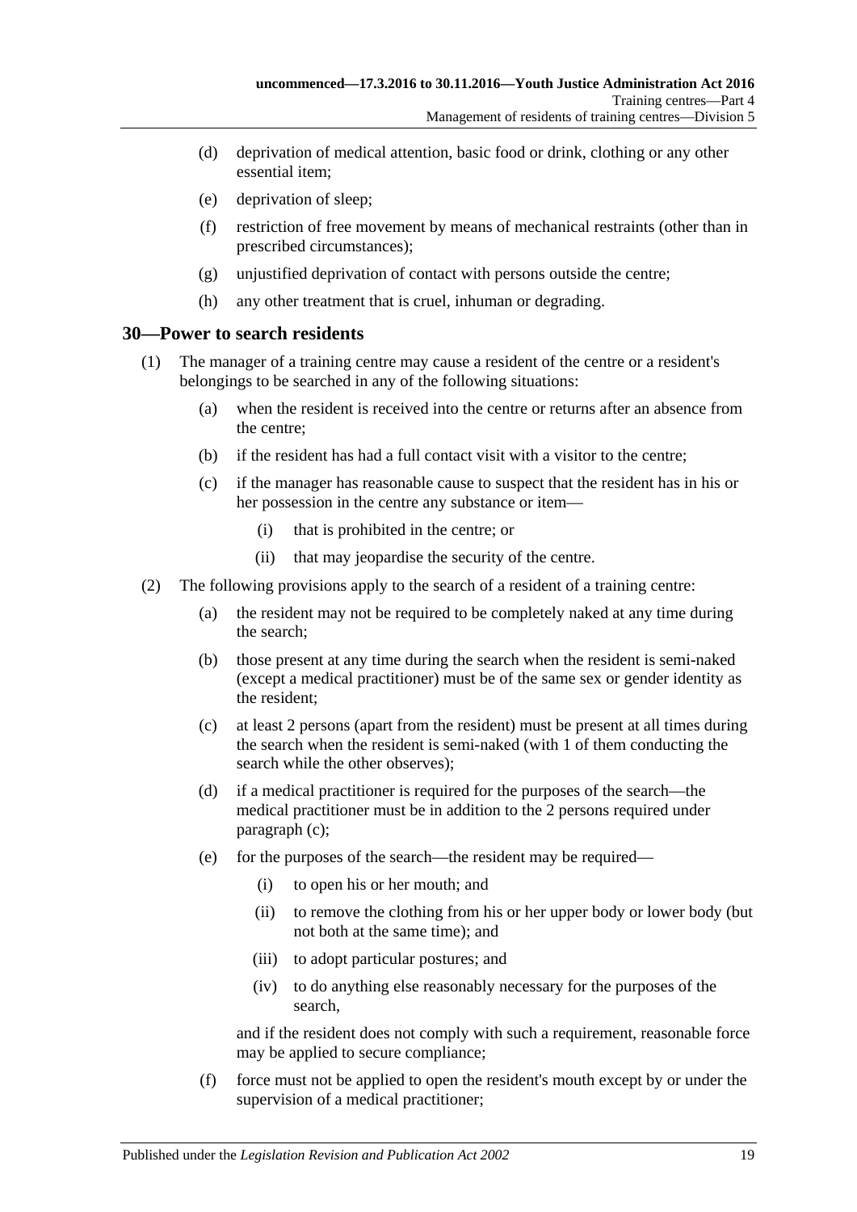(d) deprivation of medical attention, basic food or drink, clothing or any other essential item;

(e) deprivation of sleep;

(f) restriction of free movement by means of mechanical restraints (other than in prescribed circumstances);

(g) unjustified deprivation of contact with persons outside the centre;

(h) any other treatment that is cruel, inhuman or degrading.

## 30—Power to search residents

(1) The manager of a training centre may cause a resident of the centre or a resident's belongings to be searched in any of the following situations:

(a) when the resident is received into the centre or returns after an absence from the centre;

(b) if the resident has had a full contact visit with a visitor to the centre;

(c) if the manager has reasonable cause to suspect that the resident has in his or her possession in the centre any substance or item—

(i) that is prohibited in the centre; or

(ii) that may jeopardise the security of the centre.

(2) The following provisions apply to the search of a resident of a training centre:

(a) the resident may not be required to be completely naked at any time during the search;

(b) those present at any time during the search when the resident is semi-naked (except a medical practitioner) must be of the same sex or gender identity as the resident;

(c) at least 2 persons (apart from the resident) must be present at all times during the search when the resident is semi-naked (with 1 of them conducting the search while the other observes);

(d) if a medical practitioner is required for the purposes of the search—the medical practitioner must be in addition to the 2 persons required under paragraph (c);

(e) for the purposes of the search—the resident may be required—

(i) to open his or her mouth; and

(ii) to remove the clothing from his or her upper body or lower body (but not both at the same time); and

(iii) to adopt particular postures; and

(iv) to do anything else reasonably necessary for the purposes of the search,

and if the resident does not comply with such a requirement, reasonable force may be applied to secure compliance;

(f) force must not be applied to open the resident's mouth except by or under the supervision of a medical practitioner;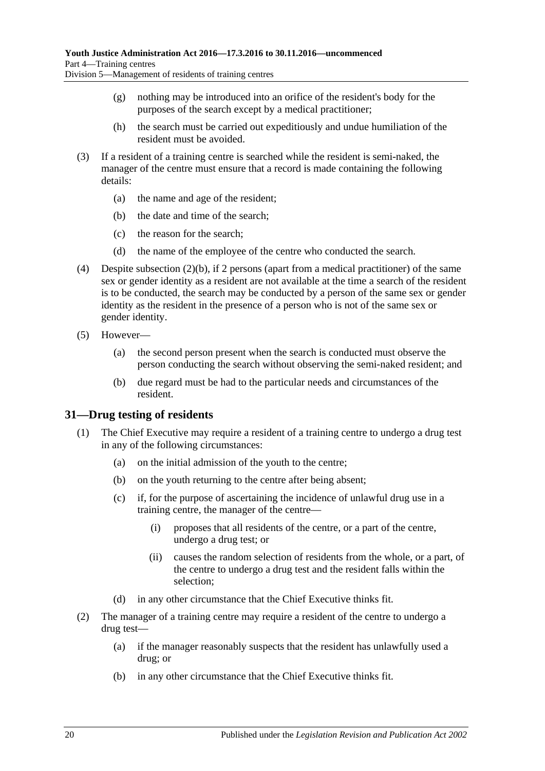(g) nothing may be introduced into an orifice of the resident's body for the purposes of the search except by a medical practitioner;

(h) the search must be carried out expeditiously and undue humiliation of the resident must be avoided.

(3) If a resident of a training centre is searched while the resident is semi-naked, the manager of the centre must ensure that a record is made containing the following details:

(a) the name and age of the resident;

(b) the date and time of the search;

(c) the reason for the search;

(d) the name of the employee of the centre who conducted the search.

(4) Despite subsection (2)(b), if 2 persons (apart from a medical practitioner) of the same sex or gender identity as a resident are not available at the time a search of the resident is to be conducted, the search may be conducted by a person of the same sex or gender identity as the resident in the presence of a person who is not of the same sex or gender identity.

(5) However—

(a) the second person present when the search is conducted must observe the person conducting the search without observing the semi-naked resident; and

(b) due regard must be had to the particular needs and circumstances of the resident.

## 31—Drug testing of residents

(1) The Chief Executive may require a resident of a training centre to undergo a drug test in any of the following circumstances:

(a) on the initial admission of the youth to the centre;

(b) on the youth returning to the centre after being absent;

(c) if, for the purpose of ascertaining the incidence of unlawful drug use in a training centre, the manager of the centre—

(i) proposes that all residents of the centre, or a part of the centre, undergo a drug test; or

(ii) causes the random selection of residents from the whole, or a part, of the centre to undergo a drug test and the resident falls within the selection;

(d) in any other circumstance that the Chief Executive thinks fit.

(2) The manager of a training centre may require a resident of the centre to undergo a drug test—

(a) if the manager reasonably suspects that the resident has unlawfully used a drug; or

(b) in any other circumstance that the Chief Executive thinks fit.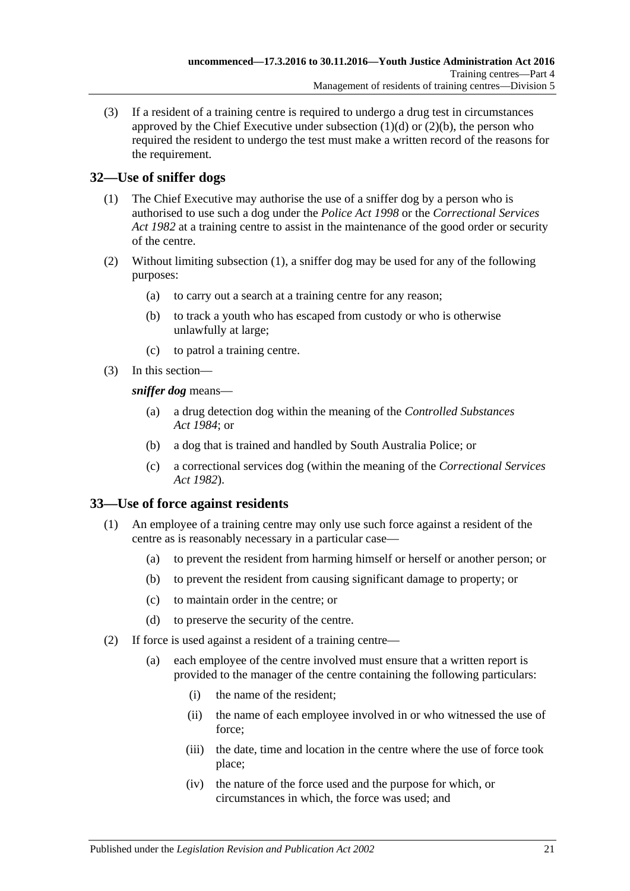(3) If a resident of a training centre is required to undergo a drug test in circumstances approved by the Chief Executive under subsection (1)(d) or (2)(b), the person who required the resident to undergo the test must make a written record of the reasons for the requirement.

## 32—Use of sniffer dogs

(1) The Chief Executive may authorise the use of a sniffer dog by a person who is authorised to use such a dog under the *Police Act 1998* or the *Correctional Services Act 1982* at a training centre to assist in the maintenance of the good order or security of the centre.

(2) Without limiting subsection (1), a sniffer dog may be used for any of the following purposes:

- (a) to carry out a search at a training centre for any reason;
- (b) to track a youth who has escaped from custody or who is otherwise unlawfully at large;
- (c) to patrol a training centre.

(3) In this section—

***sniffer dog*** means—

- (a) a drug detection dog within the meaning of the *Controlled Substances Act 1984*; or
- (b) a dog that is trained and handled by South Australia Police; or
- (c) a correctional services dog (within the meaning of the *Correctional Services Act 1982*).

## 33—Use of force against residents

(1) An employee of a training centre may only use such force against a resident of the centre as is reasonably necessary in a particular case—

- (a) to prevent the resident from harming himself or herself or another person; or
- (b) to prevent the resident from causing significant damage to property; or
- (c) to maintain order in the centre; or
- (d) to preserve the security of the centre.

(2) If force is used against a resident of a training centre—

- (a) each employee of the centre involved must ensure that a written report is provided to the manager of the centre containing the following particulars:
  - (i) the name of the resident;
  - (ii) the name of each employee involved in or who witnessed the use of force;
  - (iii) the date, time and location in the centre where the use of force took place;
  - (iv) the nature of the force used and the purpose for which, or circumstances in which, the force was used; and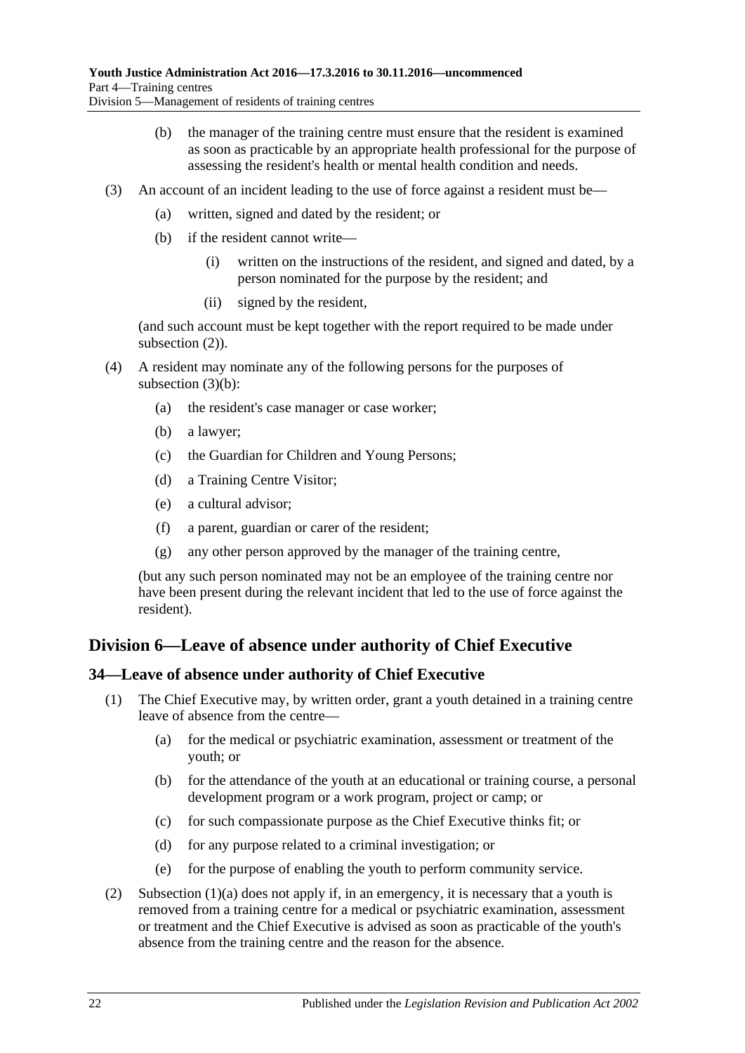(b) the manager of the training centre must ensure that the resident is examined as soon as practicable by an appropriate health professional for the purpose of assessing the resident's health or mental health condition and needs.

(3) An account of an incident leading to the use of force against a resident must be—

(a) written, signed and dated by the resident; or

(b) if the resident cannot write—

(i) written on the instructions of the resident, and signed and dated, by a person nominated for the purpose by the resident; and

(ii) signed by the resident,

(and such account must be kept together with the report required to be made under subsection (2)).

(4) A resident may nominate any of the following persons for the purposes of subsection (3)(b):

(a) the resident's case manager or case worker;

(b) a lawyer;

(c) the Guardian for Children and Young Persons;

(d) a Training Centre Visitor;

(e) a cultural advisor;

(f) a parent, guardian or carer of the resident;

(g) any other person approved by the manager of the training centre,

(but any such person nominated may not be an employee of the training centre nor have been present during the relevant incident that led to the use of force against the resident).

## Division 6—Leave of absence under authority of Chief Executive

### 34—Leave of absence under authority of Chief Executive

(1) The Chief Executive may, by written order, grant a youth detained in a training centre leave of absence from the centre—

(a) for the medical or psychiatric examination, assessment or treatment of the youth; or

(b) for the attendance of the youth at an educational or training course, a personal development program or a work program, project or camp; or

(c) for such compassionate purpose as the Chief Executive thinks fit; or

(d) for any purpose related to a criminal investigation; or

(e) for the purpose of enabling the youth to perform community service.

(2) Subsection (1)(a) does not apply if, in an emergency, it is necessary that a youth is removed from a training centre for a medical or psychiatric examination, assessment or treatment and the Chief Executive is advised as soon as practicable of the youth's absence from the training centre and the reason for the absence.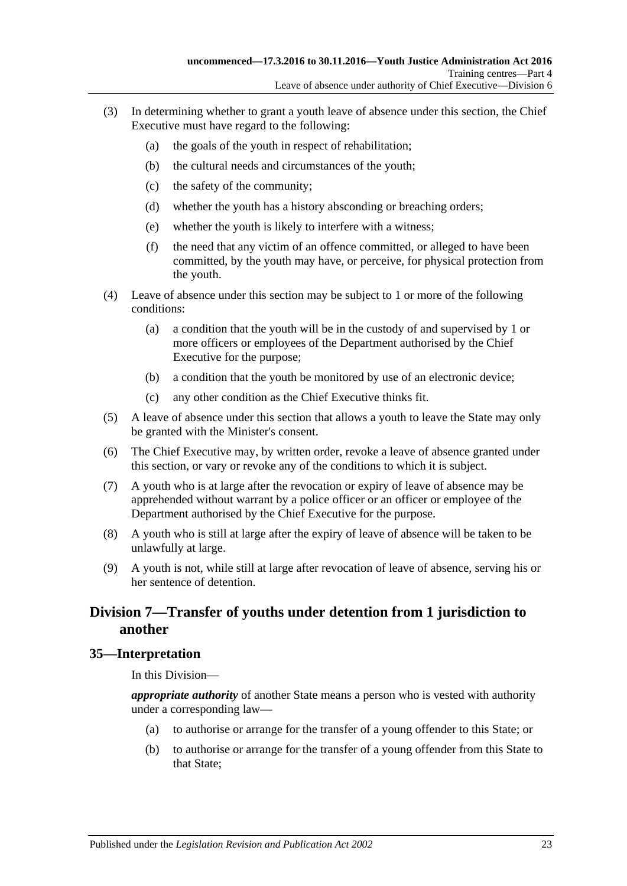(3) In determining whether to grant a youth leave of absence under this section, the Chief Executive must have regard to the following:

(a) the goals of the youth in respect of rehabilitation;

(b) the cultural needs and circumstances of the youth;

(c) the safety of the community;

(d) whether the youth has a history absconding or breaching orders;

(e) whether the youth is likely to interfere with a witness;

(f) the need that any victim of an offence committed, or alleged to have been committed, by the youth may have, or perceive, for physical protection from the youth.

(4) Leave of absence under this section may be subject to 1 or more of the following conditions:

(a) a condition that the youth will be in the custody of and supervised by 1 or more officers or employees of the Department authorised by the Chief Executive for the purpose;

(b) a condition that the youth be monitored by use of an electronic device;

(c) any other condition as the Chief Executive thinks fit.

(5) A leave of absence under this section that allows a youth to leave the State may only be granted with the Minister's consent.

(6) The Chief Executive may, by written order, revoke a leave of absence granted under this section, or vary or revoke any of the conditions to which it is subject.

(7) A youth who is at large after the revocation or expiry of leave of absence may be apprehended without warrant by a police officer or an officer or employee of the Department authorised by the Chief Executive for the purpose.

(8) A youth who is still at large after the expiry of leave of absence will be taken to be unlawfully at large.

(9) A youth is not, while still at large after revocation of leave of absence, serving his or her sentence of detention.

## Division 7—Transfer of youths under detention from 1 jurisdiction to another

### 35—Interpretation

In this Division—

***appropriate authority*** of another State means a person who is vested with authority under a corresponding law—

(a) to authorise or arrange for the transfer of a young offender to this State; or

(b) to authorise or arrange for the transfer of a young offender from this State to that State;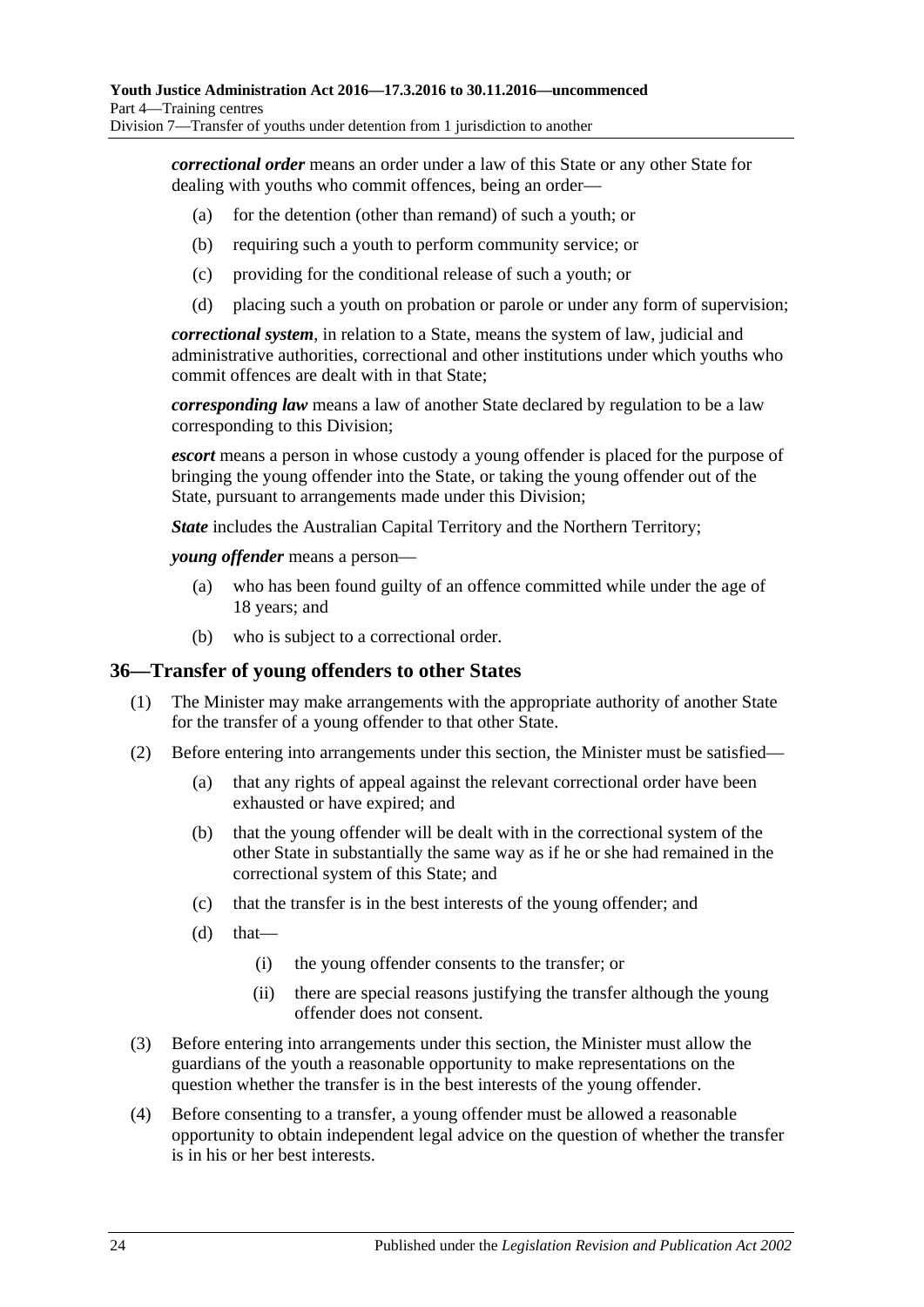***correctional order*** means an order under a law of this State or any other State for dealing with youths who commit offences, being an order—

- (a) for the detention (other than remand) of such a youth; or
- (b) requiring such a youth to perform community service; or
- (c) providing for the conditional release of such a youth; or
- (d) placing such a youth on probation or parole or under any form of supervision;

***correctional system***, in relation to a State, means the system of law, judicial and administrative authorities, correctional and other institutions under which youths who commit offences are dealt with in that State;

***corresponding law*** means a law of another State declared by regulation to be a law corresponding to this Division;

***escort*** means a person in whose custody a young offender is placed for the purpose of bringing the young offender into the State, or taking the young offender out of the State, pursuant to arrangements made under this Division;

***State*** includes the Australian Capital Territory and the Northern Territory;

***young offender*** means a person—

- (a) who has been found guilty of an offence committed while under the age of 18 years; and
- (b) who is subject to a correctional order.

## 36—Transfer of young offenders to other States

(1) The Minister may make arrangements with the appropriate authority of another State for the transfer of a young offender to that other State.

(2) Before entering into arrangements under this section, the Minister must be satisfied—

- (a) that any rights of appeal against the relevant correctional order have been exhausted or have expired; and
- (b) that the young offender will be dealt with in the correctional system of the other State in substantially the same way as if he or she had remained in the correctional system of this State; and
- (c) that the transfer is in the best interests of the young offender; and
- (d) that—
  - (i) the young offender consents to the transfer; or
  - (ii) there are special reasons justifying the transfer although the young offender does not consent.

(3) Before entering into arrangements under this section, the Minister must allow the guardians of the youth a reasonable opportunity to make representations on the question whether the transfer is in the best interests of the young offender.

(4) Before consenting to a transfer, a young offender must be allowed a reasonable opportunity to obtain independent legal advice on the question of whether the transfer is in his or her best interests.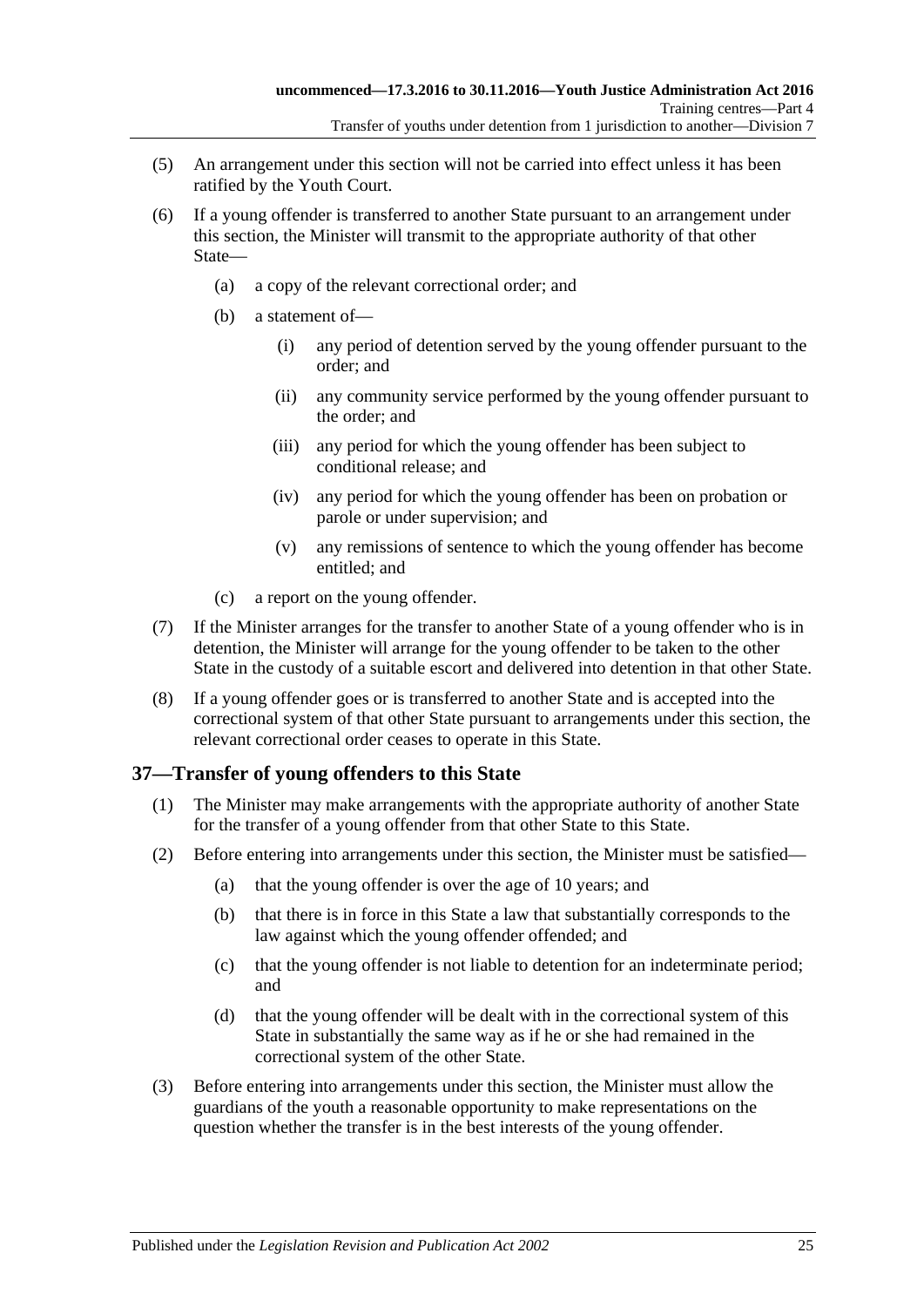(5) An arrangement under this section will not be carried into effect unless it has been ratified by the Youth Court.

(6) If a young offender is transferred to another State pursuant to an arrangement under this section, the Minister will transmit to the appropriate authority of that other State—

(a) a copy of the relevant correctional order; and

(b) a statement of—

(i) any period of detention served by the young offender pursuant to the order; and

(ii) any community service performed by the young offender pursuant to the order; and

(iii) any period for which the young offender has been subject to conditional release; and

(iv) any period for which the young offender has been on probation or parole or under supervision; and

(v) any remissions of sentence to which the young offender has become entitled; and

(c) a report on the young offender.

(7) If the Minister arranges for the transfer to another State of a young offender who is in detention, the Minister will arrange for the young offender to be taken to the other State in the custody of a suitable escort and delivered into detention in that other State.

(8) If a young offender goes or is transferred to another State and is accepted into the correctional system of that other State pursuant to arrangements under this section, the relevant correctional order ceases to operate in this State.

## 37—Transfer of young offenders to this State

(1) The Minister may make arrangements with the appropriate authority of another State for the transfer of a young offender from that other State to this State.

(2) Before entering into arrangements under this section, the Minister must be satisfied—

(a) that the young offender is over the age of 10 years; and

(b) that there is in force in this State a law that substantially corresponds to the law against which the young offender offended; and

(c) that the young offender is not liable to detention for an indeterminate period; and

(d) that the young offender will be dealt with in the correctional system of this State in substantially the same way as if he or she had remained in the correctional system of the other State.

(3) Before entering into arrangements under this section, the Minister must allow the guardians of the youth a reasonable opportunity to make representations on the question whether the transfer is in the best interests of the young offender.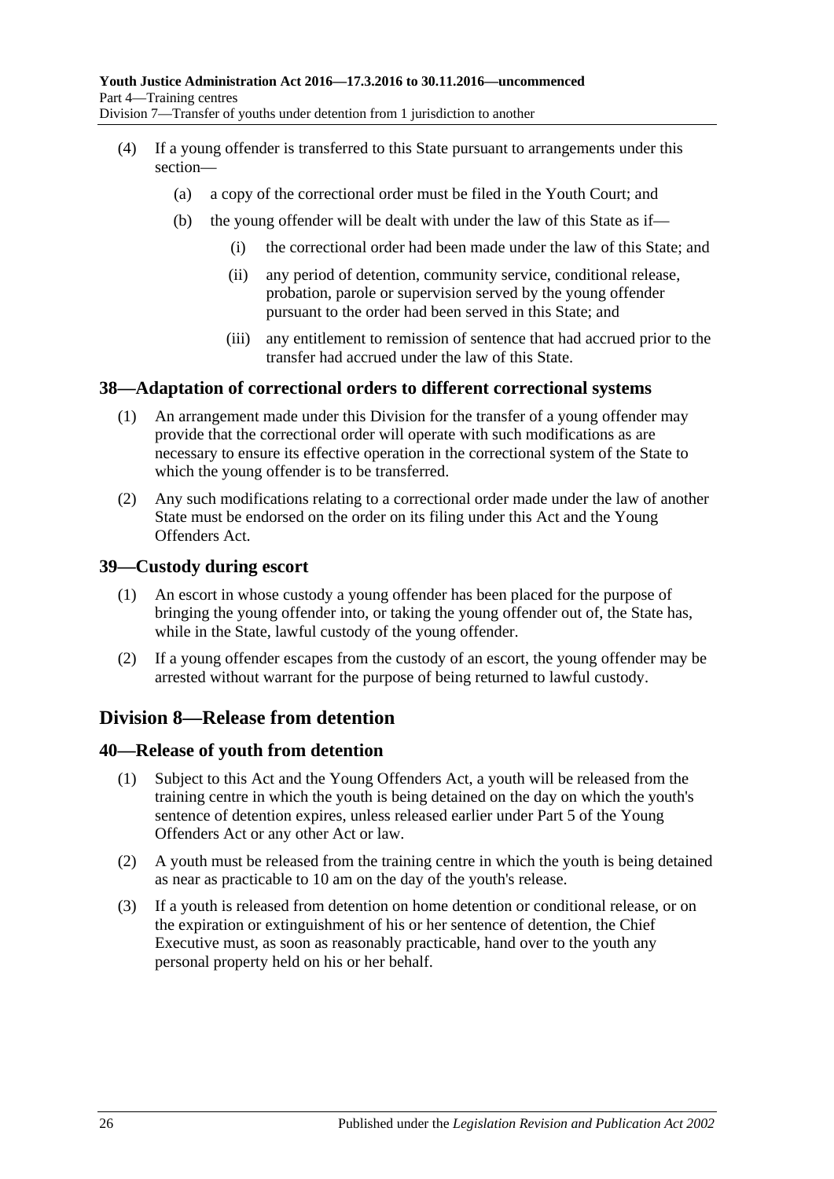(4) If a young offender is transferred to this State pursuant to arrangements under this section—

(a) a copy of the correctional order must be filed in the Youth Court; and

(b) the young offender will be dealt with under the law of this State as if—

(i) the correctional order had been made under the law of this State; and

(ii) any period of detention, community service, conditional release, probation, parole or supervision served by the young offender pursuant to the order had been served in this State; and

(iii) any entitlement to remission of sentence that had accrued prior to the transfer had accrued under the law of this State.

## 38—Adaptation of correctional orders to different correctional systems

(1) An arrangement made under this Division for the transfer of a young offender may provide that the correctional order will operate with such modifications as are necessary to ensure its effective operation in the correctional system of the State to which the young offender is to be transferred.

(2) Any such modifications relating to a correctional order made under the law of another State must be endorsed on the order on its filing under this Act and the Young Offenders Act.

## 39—Custody during escort

(1) An escort in whose custody a young offender has been placed for the purpose of bringing the young offender into, or taking the young offender out of, the State has, while in the State, lawful custody of the young offender.

(2) If a young offender escapes from the custody of an escort, the young offender may be arrested without warrant for the purpose of being returned to lawful custody.

# Division 8—Release from detention

## 40—Release of youth from detention

(1) Subject to this Act and the Young Offenders Act, a youth will be released from the training centre in which the youth is being detained on the day on which the youth's sentence of detention expires, unless released earlier under Part 5 of the Young Offenders Act or any other Act or law.

(2) A youth must be released from the training centre in which the youth is being detained as near as practicable to 10 am on the day of the youth's release.

(3) If a youth is released from detention on home detention or conditional release, or on the expiration or extinguishment of his or her sentence of detention, the Chief Executive must, as soon as reasonably practicable, hand over to the youth any personal property held on his or her behalf.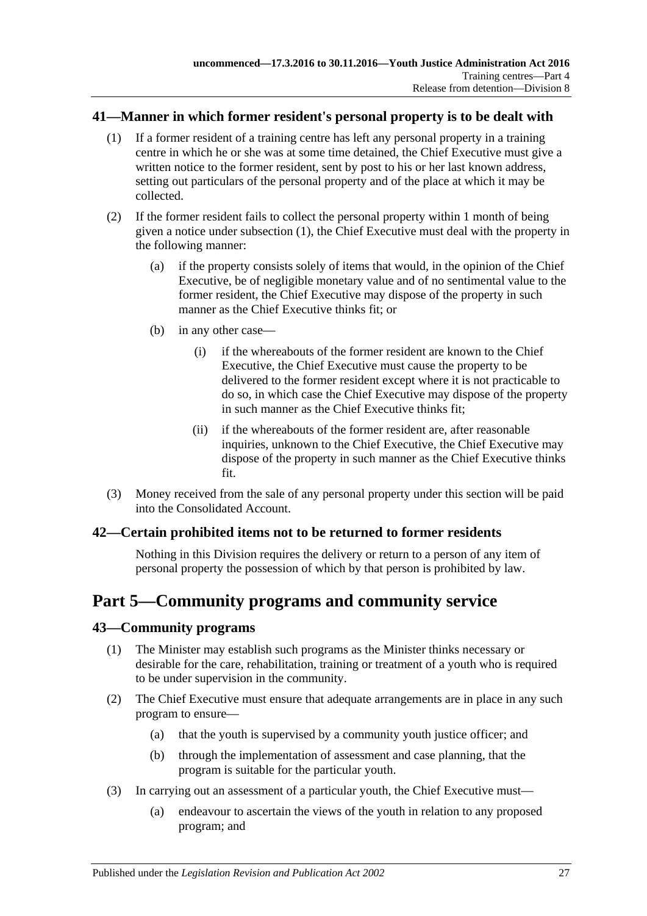## 41—Manner in which former resident's personal property is to be dealt with

(1) If a former resident of a training centre has left any personal property in a training centre in which he or she was at some time detained, the Chief Executive must give a written notice to the former resident, sent by post to his or her last known address, setting out particulars of the personal property and of the place at which it may be collected.

(2) If the former resident fails to collect the personal property within 1 month of being given a notice under subsection (1), the Chief Executive must deal with the property in the following manner:

- (a) if the property consists solely of items that would, in the opinion of the Chief Executive, be of negligible monetary value and of no sentimental value to the former resident, the Chief Executive may dispose of the property in such manner as the Chief Executive thinks fit; or
- (b) in any other case—
  - (i) if the whereabouts of the former resident are known to the Chief Executive, the Chief Executive must cause the property to be delivered to the former resident except where it is not practicable to do so, in which case the Chief Executive may dispose of the property in such manner as the Chief Executive thinks fit;
  - (ii) if the whereabouts of the former resident are, after reasonable inquiries, unknown to the Chief Executive, the Chief Executive may dispose of the property in such manner as the Chief Executive thinks fit.

(3) Money received from the sale of any personal property under this section will be paid into the Consolidated Account.

## 42—Certain prohibited items not to be returned to former residents

Nothing in this Division requires the delivery or return to a person of any item of personal property the possession of which by that person is prohibited by law.

# Part 5—Community programs and community service

## 43—Community programs

(1) The Minister may establish such programs as the Minister thinks necessary or desirable for the care, rehabilitation, training or treatment of a youth who is required to be under supervision in the community.

(2) The Chief Executive must ensure that adequate arrangements are in place in any such program to ensure—

- (a) that the youth is supervised by a community youth justice officer; and
- (b) through the implementation of assessment and case planning, that the program is suitable for the particular youth.

(3) In carrying out an assessment of a particular youth, the Chief Executive must—

- (a) endeavour to ascertain the views of the youth in relation to any proposed program; and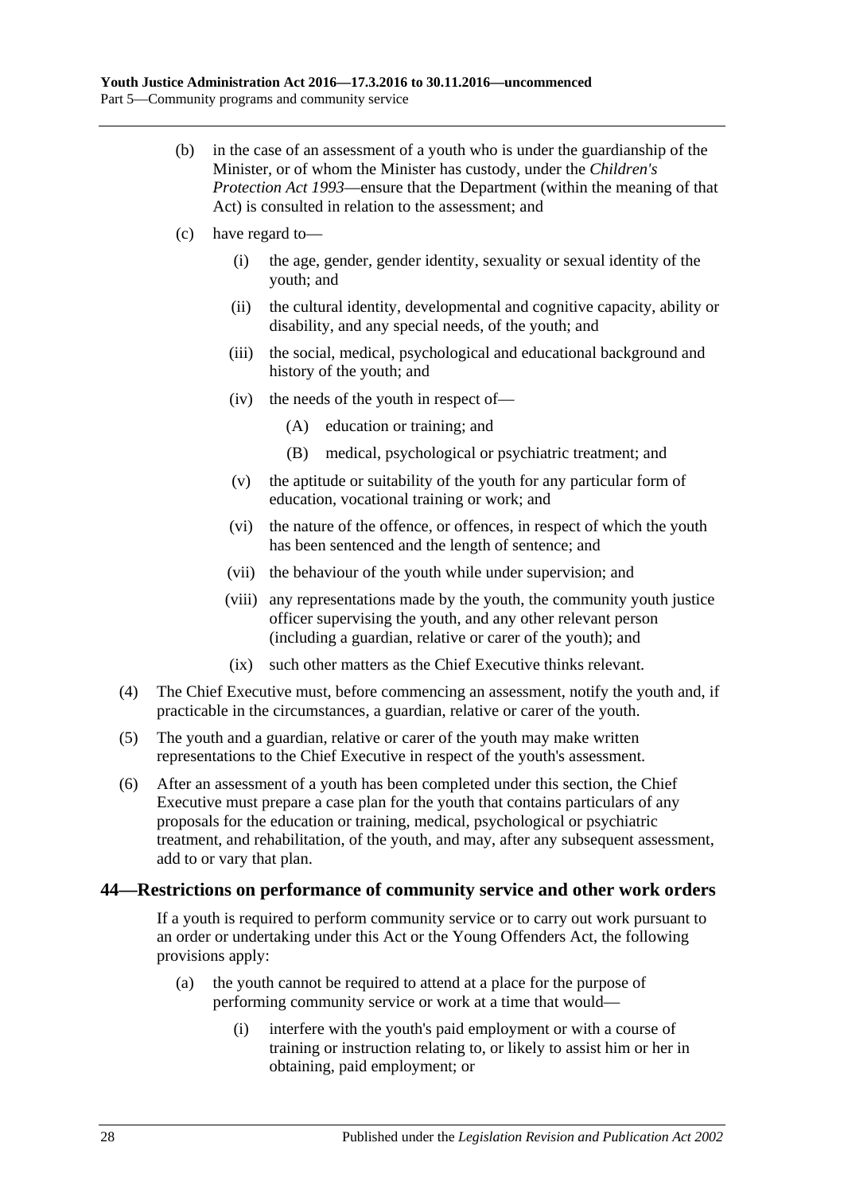(b) in the case of an assessment of a youth who is under the guardianship of the Minister, or of whom the Minister has custody, under the *Children's Protection Act 1993*—ensure that the Department (within the meaning of that Act) is consulted in relation to the assessment; and

(c) have regard to—

(i) the age, gender, gender identity, sexuality or sexual identity of the youth; and

(ii) the cultural identity, developmental and cognitive capacity, ability or disability, and any special needs, of the youth; and

(iii) the social, medical, psychological and educational background and history of the youth; and

(iv) the needs of the youth in respect of—

(A) education or training; and

(B) medical, psychological or psychiatric treatment; and

(v) the aptitude or suitability of the youth for any particular form of education, vocational training or work; and

(vi) the nature of the offence, or offences, in respect of which the youth has been sentenced and the length of sentence; and

(vii) the behaviour of the youth while under supervision; and

(viii) any representations made by the youth, the community youth justice officer supervising the youth, and any other relevant person (including a guardian, relative or carer of the youth); and

(ix) such other matters as the Chief Executive thinks relevant.

(4) The Chief Executive must, before commencing an assessment, notify the youth and, if practicable in the circumstances, a guardian, relative or carer of the youth.

(5) The youth and a guardian, relative or carer of the youth may make written representations to the Chief Executive in respect of the youth's assessment.

(6) After an assessment of a youth has been completed under this section, the Chief Executive must prepare a case plan for the youth that contains particulars of any proposals for the education or training, medical, psychological or psychiatric treatment, and rehabilitation, of the youth, and may, after any subsequent assessment, add to or vary that plan.

## 44—Restrictions on performance of community service and other work orders

If a youth is required to perform community service or to carry out work pursuant to an order or undertaking under this Act or the Young Offenders Act, the following provisions apply:

(a) the youth cannot be required to attend at a place for the purpose of performing community service or work at a time that would—

(i) interfere with the youth's paid employment or with a course of training or instruction relating to, or likely to assist him or her in obtaining, paid employment; or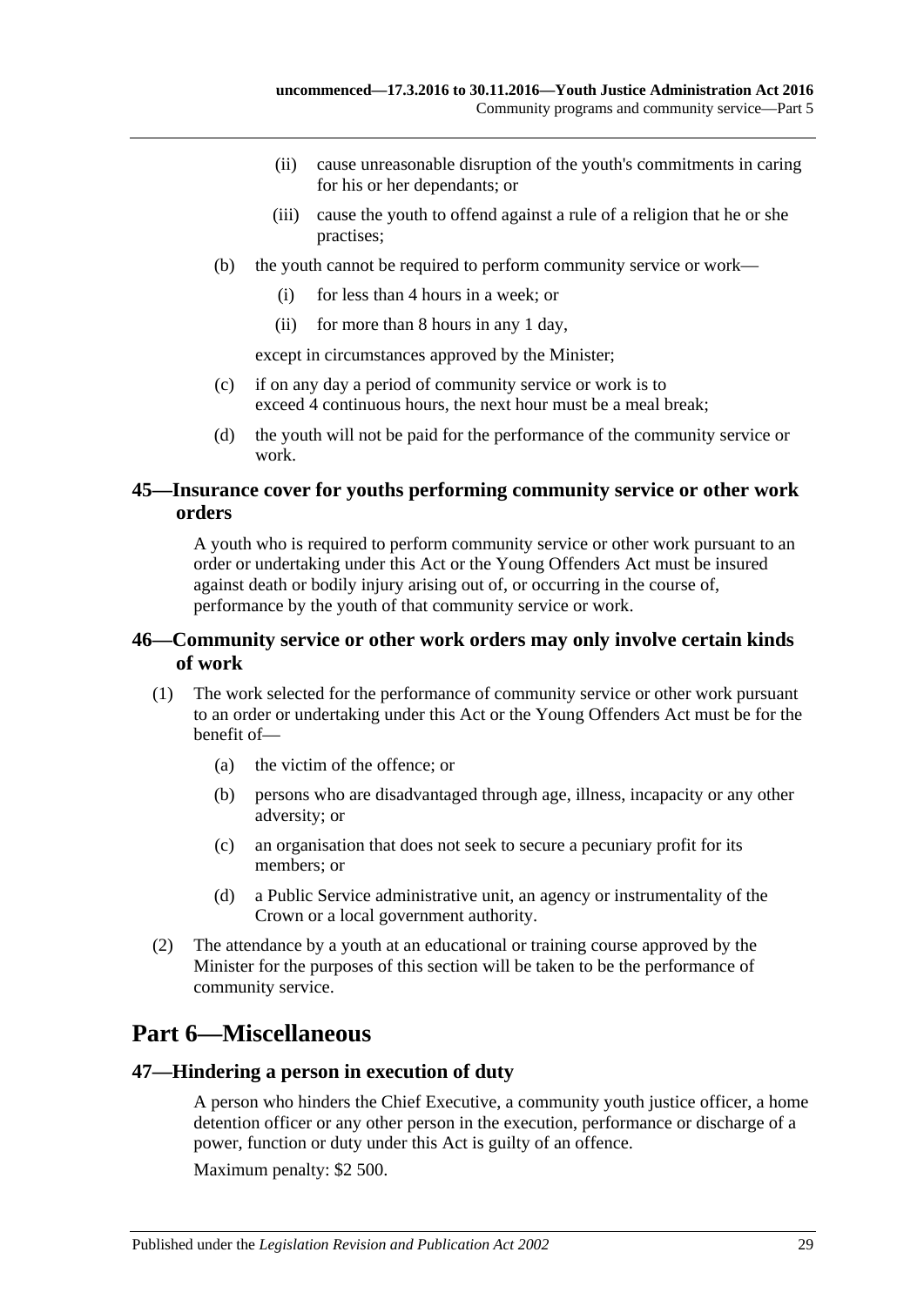(ii) cause unreasonable disruption of the youth's commitments in caring for his or her dependants; or

(iii) cause the youth to offend against a rule of a religion that he or she practises;

(b) the youth cannot be required to perform community service or work—

(i) for less than 4 hours in a week; or

(ii) for more than 8 hours in any 1 day,

except in circumstances approved by the Minister;

(c) if on any day a period of community service or work is to exceed 4 continuous hours, the next hour must be a meal break;

(d) the youth will not be paid for the performance of the community service or work.

### 45—Insurance cover for youths performing community service or other work orders

A youth who is required to perform community service or other work pursuant to an order or undertaking under this Act or the Young Offenders Act must be insured against death or bodily injury arising out of, or occurring in the course of, performance by the youth of that community service or work.

### 46—Community service or other work orders may only involve certain kinds of work

(1) The work selected for the performance of community service or other work pursuant to an order or undertaking under this Act or the Young Offenders Act must be for the benefit of—

(a) the victim of the offence; or

(b) persons who are disadvantaged through age, illness, incapacity or any other adversity; or

(c) an organisation that does not seek to secure a pecuniary profit for its members; or

(d) a Public Service administrative unit, an agency or instrumentality of the Crown or a local government authority.

(2) The attendance by a youth at an educational or training course approved by the Minister for the purposes of this section will be taken to be the performance of community service.

## Part 6—Miscellaneous

### 47—Hindering a person in execution of duty

A person who hinders the Chief Executive, a community youth justice officer, a home detention officer or any other person in the execution, performance or discharge of a power, function or duty under this Act is guilty of an offence.

Maximum penalty: $2 500.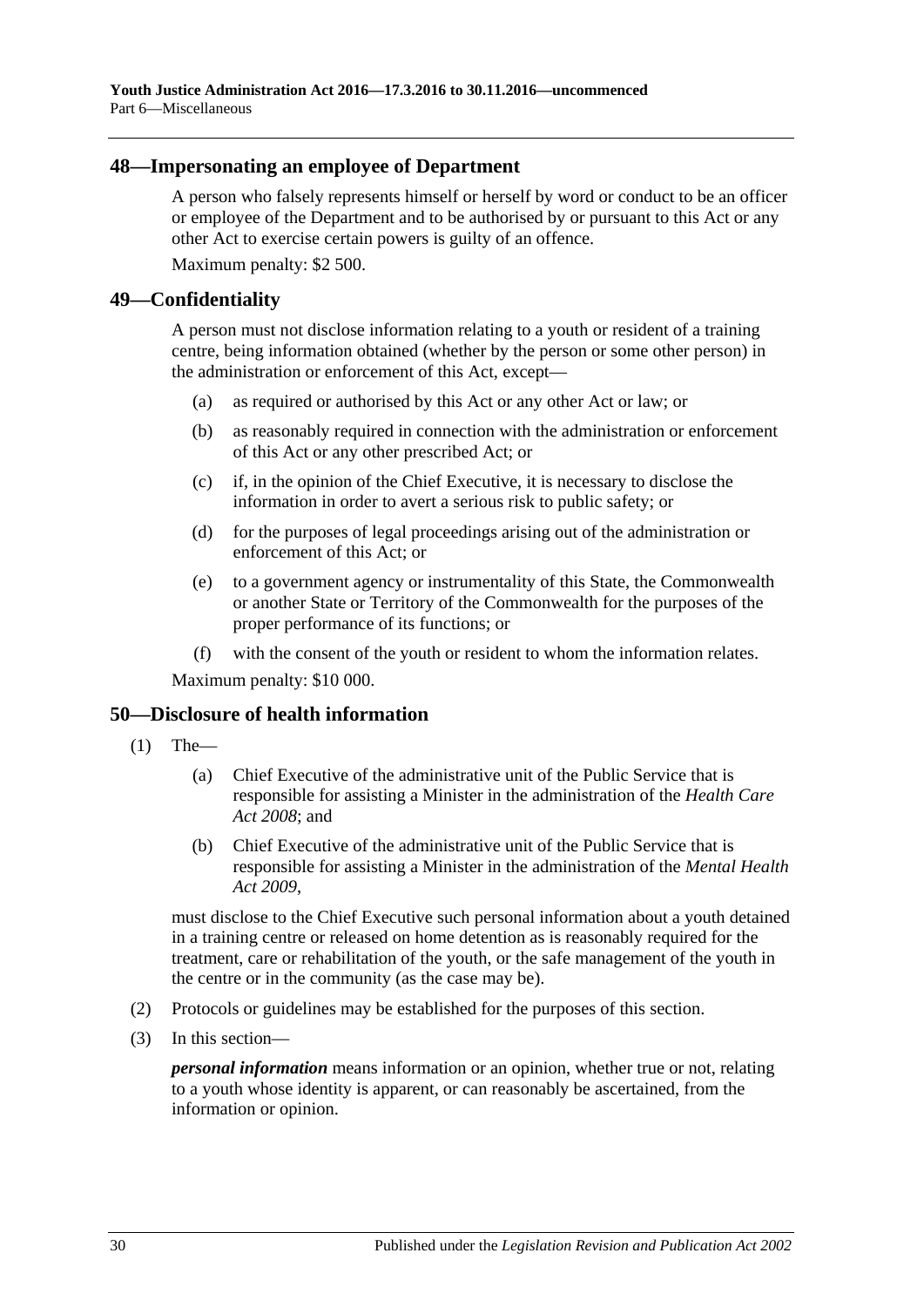## 48—Impersonating an employee of Department

A person who falsely represents himself or herself by word or conduct to be an officer or employee of the Department and to be authorised by or pursuant to this Act or any other Act to exercise certain powers is guilty of an offence.

Maximum penalty: $2 500.

## 49—Confidentiality

A person must not disclose information relating to a youth or resident of a training centre, being information obtained (whether by the person or some other person) in the administration or enforcement of this Act, except—

- (a) as required or authorised by this Act or any other Act or law; or
- (b) as reasonably required in connection with the administration or enforcement of this Act or any other prescribed Act; or
- (c) if, in the opinion of the Chief Executive, it is necessary to disclose the information in order to avert a serious risk to public safety; or
- (d) for the purposes of legal proceedings arising out of the administration or enforcement of this Act; or
- (e) to a government agency or instrumentality of this State, the Commonwealth or another State or Territory of the Commonwealth for the purposes of the proper performance of its functions; or
- (f) with the consent of the youth or resident to whom the information relates.

Maximum penalty: $10 000.

## 50—Disclosure of health information

(1) The—

- (a) Chief Executive of the administrative unit of the Public Service that is responsible for assisting a Minister in the administration of the *Health Care Act 2008*; and
- (b) Chief Executive of the administrative unit of the Public Service that is responsible for assisting a Minister in the administration of the *Mental Health Act 2009*,

must disclose to the Chief Executive such personal information about a youth detained in a training centre or released on home detention as is reasonably required for the treatment, care or rehabilitation of the youth, or the safe management of the youth in the centre or in the community (as the case may be).

(2) Protocols or guidelines may be established for the purposes of this section.

(3) In this section—

***personal information*** means information or an opinion, whether true or not, relating to a youth whose identity is apparent, or can reasonably be ascertained, from the information or opinion.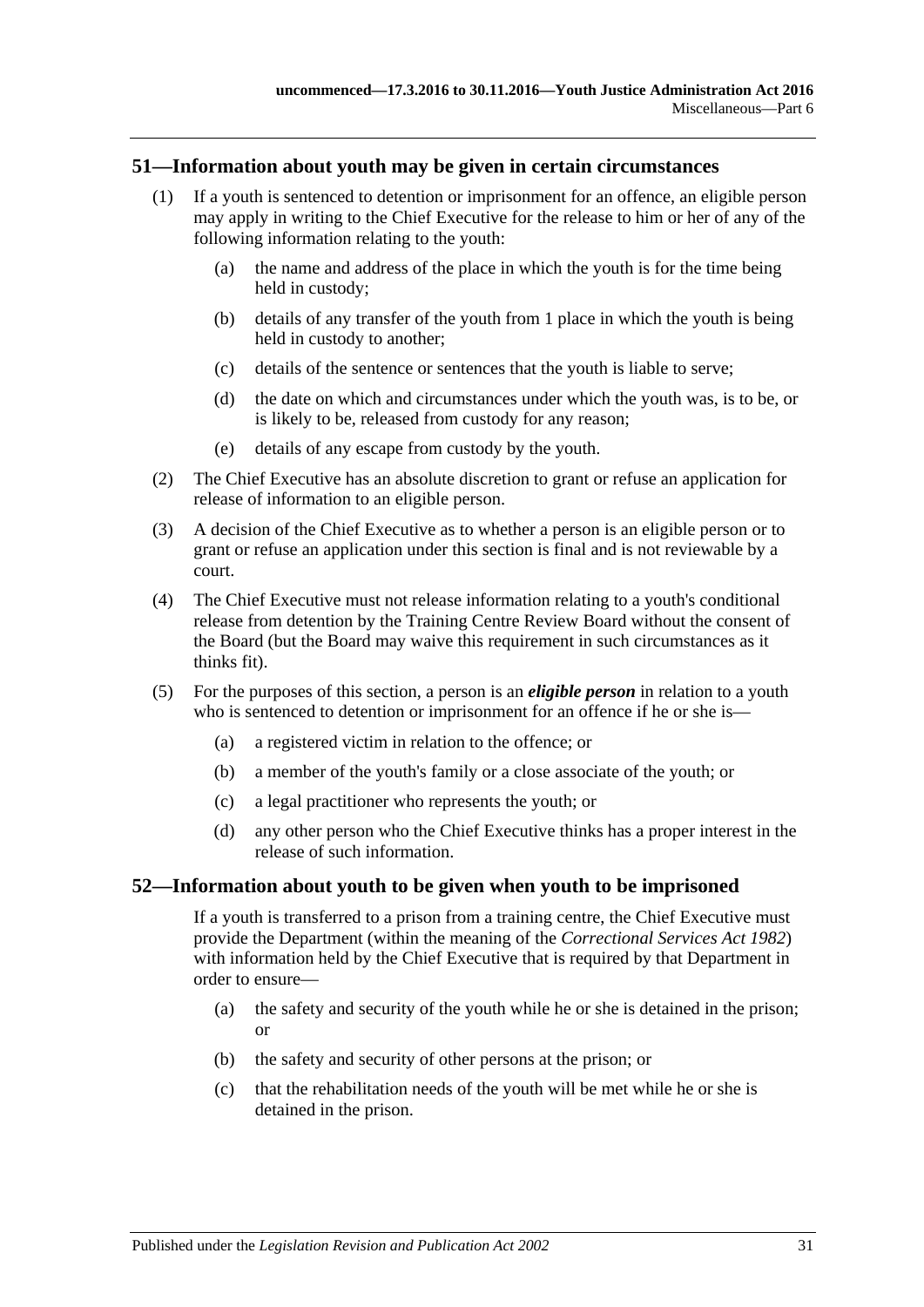## 51—Information about youth may be given in certain circumstances

(1) If a youth is sentenced to detention or imprisonment for an offence, an eligible person may apply in writing to the Chief Executive for the release to him or her of any of the following information relating to the youth:

- (a) the name and address of the place in which the youth is for the time being held in custody;
- (b) details of any transfer of the youth from 1 place in which the youth is being held in custody to another;
- (c) details of the sentence or sentences that the youth is liable to serve;
- (d) the date on which and circumstances under which the youth was, is to be, or is likely to be, released from custody for any reason;
- (e) details of any escape from custody by the youth.

(2) The Chief Executive has an absolute discretion to grant or refuse an application for release of information to an eligible person.

(3) A decision of the Chief Executive as to whether a person is an eligible person or to grant or refuse an application under this section is final and is not reviewable by a court.

(4) The Chief Executive must not release information relating to a youth's conditional release from detention by the Training Centre Review Board without the consent of the Board (but the Board may waive this requirement in such circumstances as it thinks fit).

(5) For the purposes of this section, a person is an ***eligible person*** in relation to a youth who is sentenced to detention or imprisonment for an offence if he or she is—

- (a) a registered victim in relation to the offence; or
- (b) a member of the youth's family or a close associate of the youth; or
- (c) a legal practitioner who represents the youth; or
- (d) any other person who the Chief Executive thinks has a proper interest in the release of such information.

## 52—Information about youth to be given when youth to be imprisoned

If a youth is transferred to a prison from a training centre, the Chief Executive must provide the Department (within the meaning of the *Correctional Services Act 1982*) with information held by the Chief Executive that is required by that Department in order to ensure—

- (a) the safety and security of the youth while he or she is detained in the prison; or
- (b) the safety and security of other persons at the prison; or
- (c) that the rehabilitation needs of the youth will be met while he or she is detained in the prison.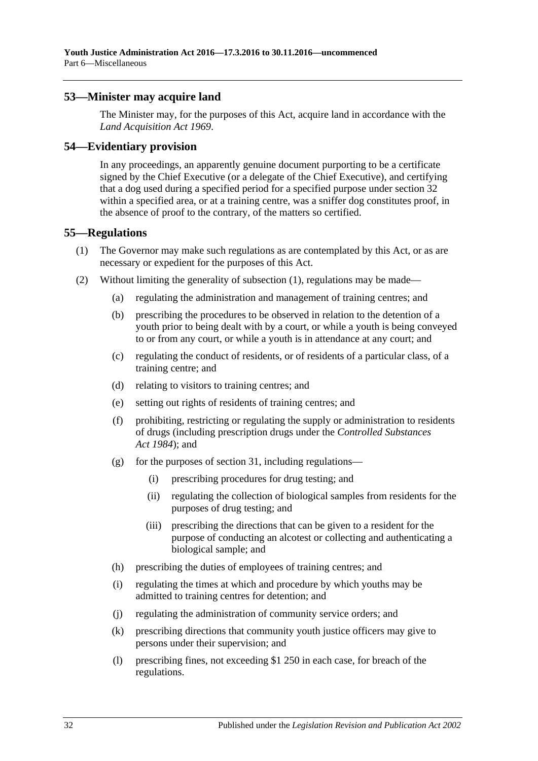## 53—Minister may acquire land

The Minister may, for the purposes of this Act, acquire land in accordance with the *Land Acquisition Act 1969*.

## 54—Evidentiary provision

In any proceedings, an apparently genuine document purporting to be a certificate signed by the Chief Executive (or a delegate of the Chief Executive), and certifying that a dog used during a specified period for a specified purpose under section 32 within a specified area, or at a training centre, was a sniffer dog constitutes proof, in the absence of proof to the contrary, of the matters so certified.

## 55—Regulations

(1) The Governor may make such regulations as are contemplated by this Act, or as are necessary or expedient for the purposes of this Act.

(2) Without limiting the generality of subsection (1), regulations may be made—

- (a) regulating the administration and management of training centres; and
- (b) prescribing the procedures to be observed in relation to the detention of a youth prior to being dealt with by a court, or while a youth is being conveyed to or from any court, or while a youth is in attendance at any court; and
- (c) regulating the conduct of residents, or of residents of a particular class, of a training centre; and
- (d) relating to visitors to training centres; and
- (e) setting out rights of residents of training centres; and
- (f) prohibiting, restricting or regulating the supply or administration to residents of drugs (including prescription drugs under the *Controlled Substances Act 1984*); and
- (g) for the purposes of section 31, including regulations—
    - (i) prescribing procedures for drug testing; and
    - (ii) regulating the collection of biological samples from residents for the purposes of drug testing; and
    - (iii) prescribing the directions that can be given to a resident for the purpose of conducting an alcotest or collecting and authenticating a biological sample; and
- (h) prescribing the duties of employees of training centres; and
- (i) regulating the times at which and procedure by which youths may be admitted to training centres for detention; and
- (j) regulating the administration of community service orders; and
- (k) prescribing directions that community youth justice officers may give to persons under their supervision; and
- (l) prescribing fines, not exceeding $1 250 in each case, for breach of the regulations.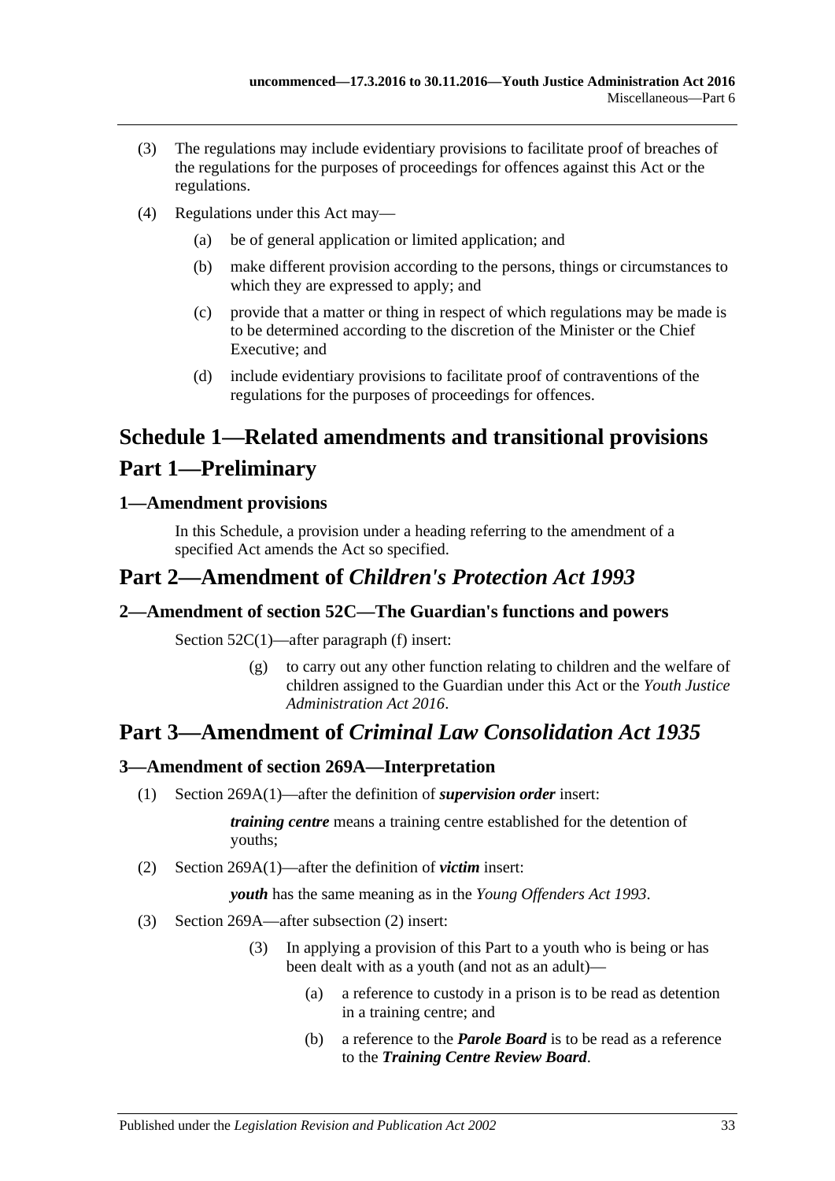(3) The regulations may include evidentiary provisions to facilitate proof of breaches of the regulations for the purposes of proceedings for offences against this Act or the regulations.

(4) Regulations under this Act may—

(a) be of general application or limited application; and

(b) make different provision according to the persons, things or circumstances to which they are expressed to apply; and

(c) provide that a matter or thing in respect of which regulations may be made is to be determined according to the discretion of the Minister or the Chief Executive; and

(d) include evidentiary provisions to facilitate proof of contraventions of the regulations for the purposes of proceedings for offences.

# Schedule 1—Related amendments and transitional provisions

# Part 1—Preliminary

### 1—Amendment provisions

In this Schedule, a provision under a heading referring to the amendment of a specified Act amends the Act so specified.

## Part 2—Amendment of *Children's Protection Act 1993*

### 2—Amendment of section 52C—The Guardian's functions and powers

Section 52C(1)—after paragraph (f) insert:

> (g) to carry out any other function relating to children and the welfare of children assigned to the Guardian under this Act or the *Youth Justice Administration Act 2016*.

## Part 3—Amendment of *Criminal Law Consolidation Act 1935*

### 3—Amendment of section 269A—Interpretation

(1) Section 269A(1)—after the definition of ***supervision order*** insert:

> ***training centre*** means a training centre established for the detention of youths;

(2) Section 269A(1)—after the definition of ***victim*** insert:

> ***youth*** has the same meaning as in the *Young Offenders Act 1993*.

(3) Section 269A—after subsection (2) insert:

> (3) In applying a provision of this Part to a youth who is being or has been dealt with as a youth (and not as an adult)—
>
> (a) a reference to custody in a prison is to be read as detention in a training centre; and
>
> (b) a reference to the ***Parole Board*** is to be read as a reference to the ***Training Centre Review Board***.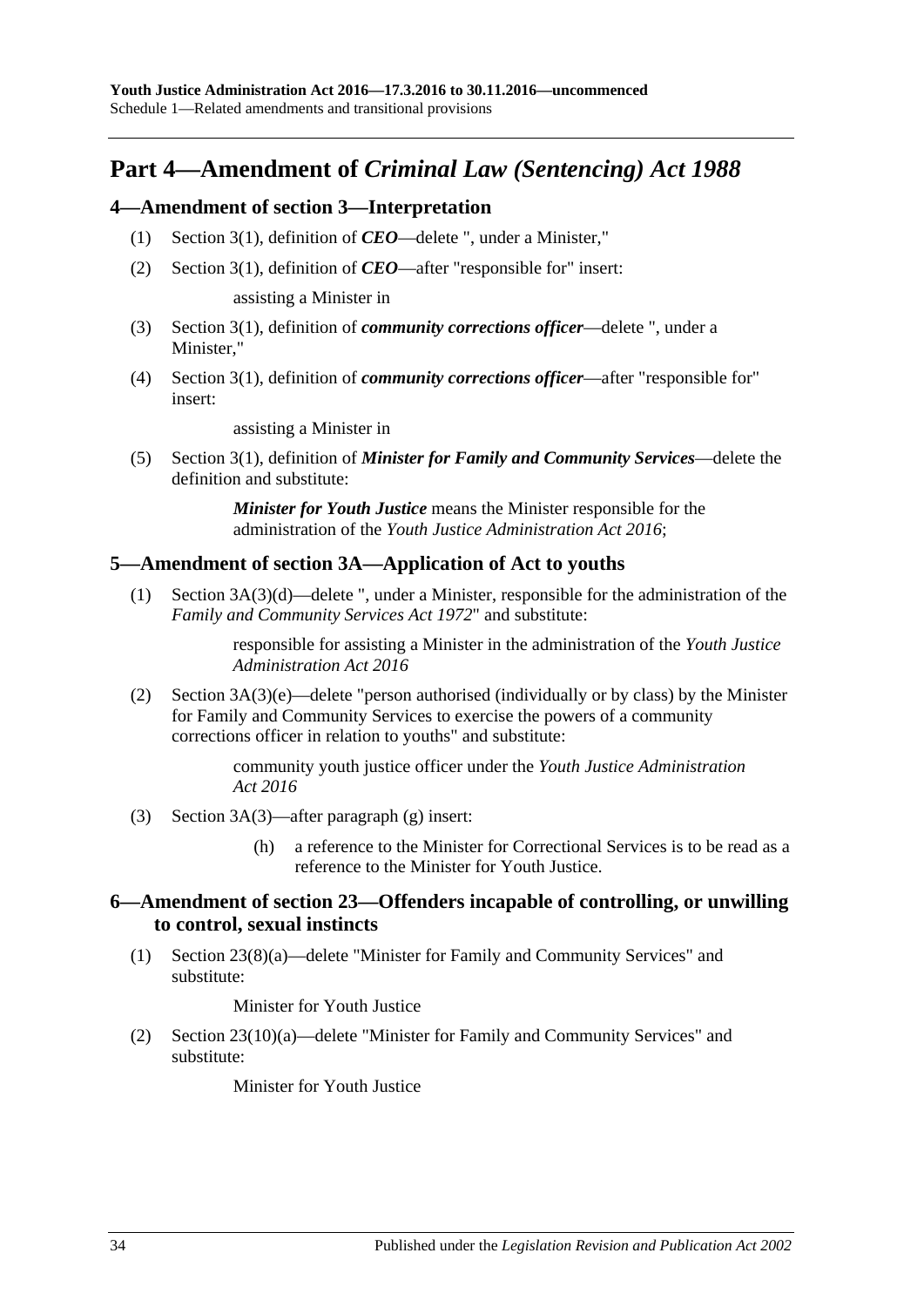## Part 4—Amendment of *Criminal Law (Sentencing) Act 1988*

### 4—Amendment of section 3—Interpretation

(1) Section 3(1), definition of ***CEO***—delete ", under a Minister,"

(2) Section 3(1), definition of ***CEO***—after "responsible for" insert:

assisting a Minister in

(3) Section 3(1), definition of ***community corrections officer***—delete ", under a Minister,"

(4) Section 3(1), definition of ***community corrections officer***—after "responsible for" insert:

assisting a Minister in

(5) Section 3(1), definition of ***Minister for Family and Community Services***—delete the definition and substitute:

***Minister for Youth Justice*** means the Minister responsible for the administration of the *Youth Justice Administration Act 2016*;

### 5—Amendment of section 3A—Application of Act to youths

(1) Section 3A(3)(d)—delete ", under a Minister, responsible for the administration of the *Family and Community Services Act 1972*" and substitute:

responsible for assisting a Minister in the administration of the *Youth Justice Administration Act 2016*

(2) Section 3A(3)(e)—delete "person authorised (individually or by class) by the Minister for Family and Community Services to exercise the powers of a community corrections officer in relation to youths" and substitute:

community youth justice officer under the *Youth Justice Administration Act 2016*

(3) Section 3A(3)—after paragraph (g) insert:

(h) a reference to the Minister for Correctional Services is to be read as a reference to the Minister for Youth Justice.

### 6—Amendment of section 23—Offenders incapable of controlling, or unwilling to control, sexual instincts

(1) Section 23(8)(a)—delete "Minister for Family and Community Services" and substitute:

Minister for Youth Justice

(2) Section 23(10)(a)—delete "Minister for Family and Community Services" and substitute:

Minister for Youth Justice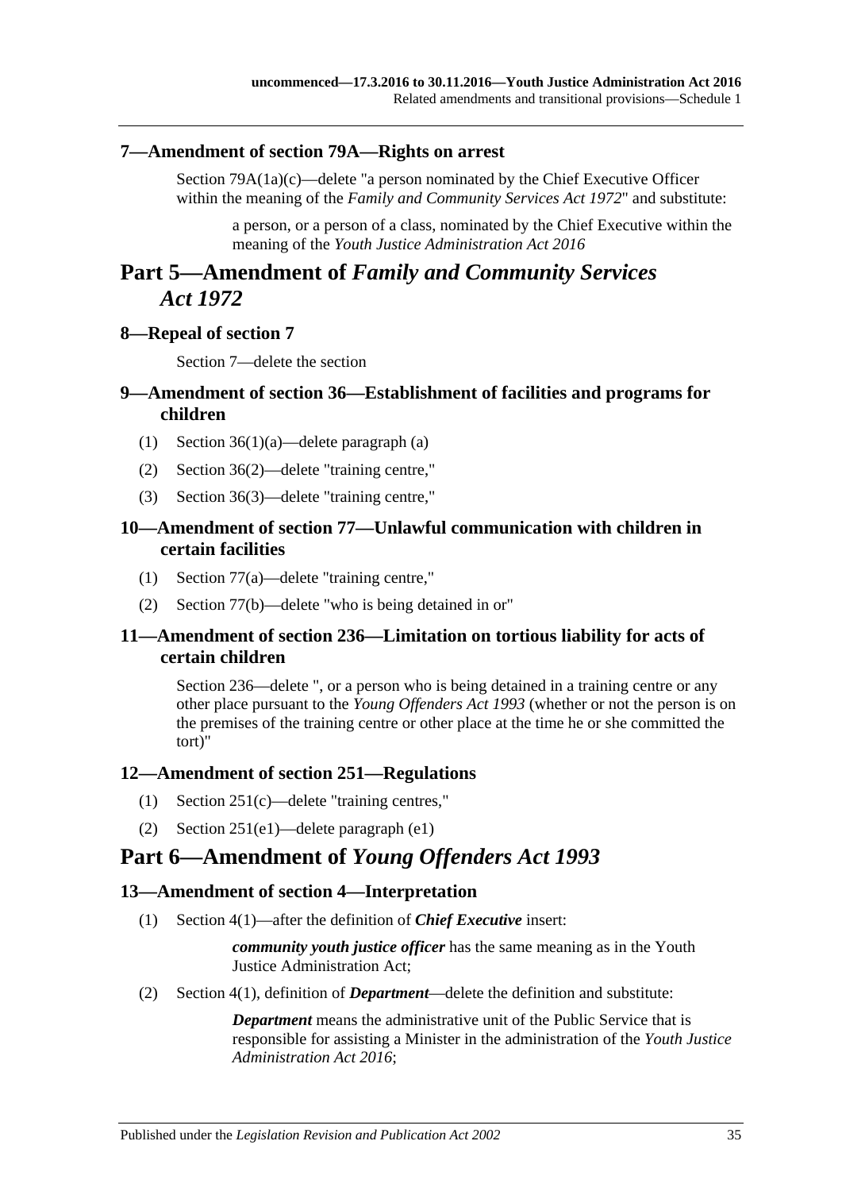### 7—Amendment of section 79A—Rights on arrest

Section 79A(1a)(c)—delete "a person nominated by the Chief Executive Officer within the meaning of the *Family and Community Services Act 1972*" and substitute:

> a person, or a person of a class, nominated by the Chief Executive within the meaning of the *Youth Justice Administration Act 2016*

## Part 5—Amendment of *Family and Community Services Act 1972*

### 8—Repeal of section 7

Section 7—delete the section

### 9—Amendment of section 36—Establishment of facilities and programs for children

(1) Section 36(1)(a)—delete paragraph (a)

(2) Section 36(2)—delete "training centre,"

(3) Section 36(3)—delete "training centre,"

### 10—Amendment of section 77—Unlawful communication with children in certain facilities

(1) Section 77(a)—delete "training centre,"

(2) Section 77(b)—delete "who is being detained in or"

### 11—Amendment of section 236—Limitation on tortious liability for acts of certain children

Section 236—delete ", or a person who is being detained in a training centre or any other place pursuant to the *Young Offenders Act 1993* (whether or not the person is on the premises of the training centre or other place at the time he or she committed the tort)"

### 12—Amendment of section 251—Regulations

(1) Section 251(c)—delete "training centres,"

(2) Section 251(e1)—delete paragraph (e1)

## Part 6—Amendment of *Young Offenders Act 1993*

### 13—Amendment of section 4—Interpretation

(1) Section 4(1)—after the definition of ***Chief Executive*** insert:

> ***community youth justice officer*** has the same meaning as in the Youth Justice Administration Act;

(2) Section 4(1), definition of ***Department***—delete the definition and substitute:

> ***Department*** means the administrative unit of the Public Service that is responsible for assisting a Minister in the administration of the *Youth Justice Administration Act 2016*;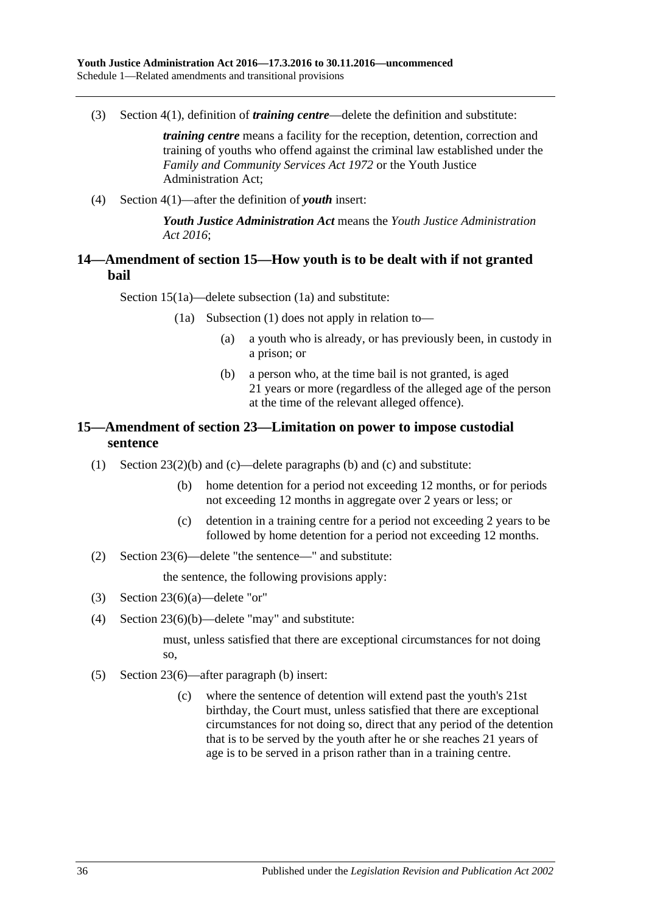(3) Section 4(1), definition of ***training centre***—delete the definition and substitute:

***training centre*** means a facility for the reception, detention, correction and training of youths who offend against the criminal law established under the *Family and Community Services Act 1972* or the Youth Justice Administration Act;

(4) Section 4(1)—after the definition of ***youth*** insert:

***Youth Justice Administration Act*** means the *Youth Justice Administration Act 2016*;

## 14—Amendment of section 15—How youth is to be dealt with if not granted bail

Section 15(1a)—delete subsection (1a) and substitute:

(1a) Subsection (1) does not apply in relation to—

(a) a youth who is already, or has previously been, in custody in a prison; or

(b) a person who, at the time bail is not granted, is aged 21 years or more (regardless of the alleged age of the person at the time of the relevant alleged offence).

## 15—Amendment of section 23—Limitation on power to impose custodial sentence

(1) Section 23(2)(b) and (c)—delete paragraphs (b) and (c) and substitute:

(b) home detention for a period not exceeding 12 months, or for periods not exceeding 12 months in aggregate over 2 years or less; or

(c) detention in a training centre for a period not exceeding 2 years to be followed by home detention for a period not exceeding 12 months.

(2) Section 23(6)—delete "the sentence—" and substitute:

the sentence, the following provisions apply:

(3) Section 23(6)(a)—delete "or"

(4) Section 23(6)(b)—delete "may" and substitute:

must, unless satisfied that there are exceptional circumstances for not doing so,

(5) Section 23(6)—after paragraph (b) insert:

(c) where the sentence of detention will extend past the youth's 21st birthday, the Court must, unless satisfied that there are exceptional circumstances for not doing so, direct that any period of the detention that is to be served by the youth after he or she reaches 21 years of age is to be served in a prison rather than in a training centre.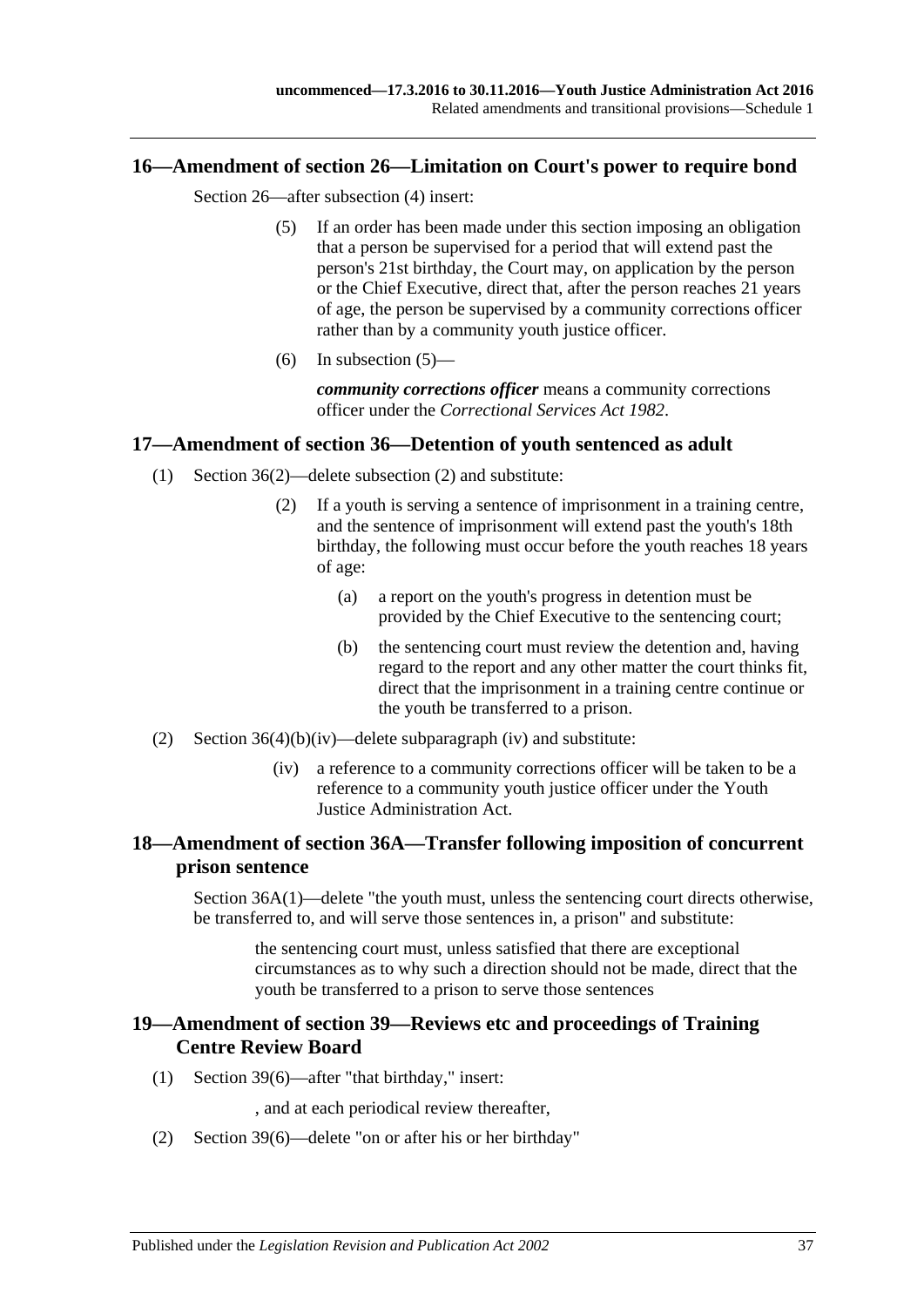## 16—Amendment of section 26—Limitation on Court's power to require bond

Section 26—after subsection (4) insert:

> (5) If an order has been made under this section imposing an obligation that a person be supervised for a period that will extend past the person's 21st birthday, the Court may, on application by the person or the Chief Executive, direct that, after the person reaches 21 years of age, the person be supervised by a community corrections officer rather than by a community youth justice officer.
>
> (6) In subsection (5)—
>
> ***community corrections officer*** means a community corrections officer under the *Correctional Services Act 1982*.

## 17—Amendment of section 36—Detention of youth sentenced as adult

(1) Section 36(2)—delete subsection (2) and substitute:

> (2) If a youth is serving a sentence of imprisonment in a training centre, and the sentence of imprisonment will extend past the youth's 18th birthday, the following must occur before the youth reaches 18 years of age:
>
> (a) a report on the youth's progress in detention must be provided by the Chief Executive to the sentencing court;
>
> (b) the sentencing court must review the detention and, having regard to the report and any other matter the court thinks fit, direct that the imprisonment in a training centre continue or the youth be transferred to a prison.

(2) Section 36(4)(b)(iv)—delete subparagraph (iv) and substitute:

> (iv) a reference to a community corrections officer will be taken to be a reference to a community youth justice officer under the Youth Justice Administration Act.

## 18—Amendment of section 36A—Transfer following imposition of concurrent prison sentence

Section 36A(1)—delete "the youth must, unless the sentencing court directs otherwise, be transferred to, and will serve those sentences in, a prison" and substitute:

> the sentencing court must, unless satisfied that there are exceptional circumstances as to why such a direction should not be made, direct that the youth be transferred to a prison to serve those sentences

## 19—Amendment of section 39—Reviews etc and proceedings of Training Centre Review Board

(1) Section 39(6)—after "that birthday," insert:

> , and at each periodical review thereafter,

(2) Section 39(6)—delete "on or after his or her birthday"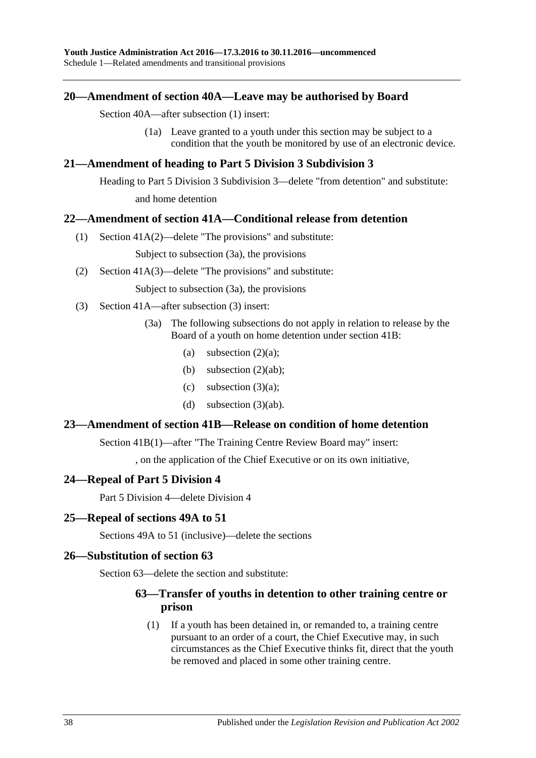## 20—Amendment of section 40A—Leave may be authorised by Board

Section 40A—after subsection (1) insert:

> (1a) Leave granted to a youth under this section may be subject to a condition that the youth be monitored by use of an electronic device.

## 21—Amendment of heading to Part 5 Division 3 Subdivision 3

Heading to Part 5 Division 3 Subdivision 3—delete "from detention" and substitute:

> and home detention

## 22—Amendment of section 41A—Conditional release from detention

(1) Section 41A(2)—delete "The provisions" and substitute:

> Subject to subsection (3a), the provisions

(2) Section 41A(3)—delete "The provisions" and substitute:

> Subject to subsection (3a), the provisions

(3) Section 41A—after subsection (3) insert:

> (3a) The following subsections do not apply in relation to release by the Board of a youth on home detention under section 41B:
>
> (a) subsection (2)(a);
>
> (b) subsection (2)(ab);
>
> (c) subsection (3)(a);
>
> (d) subsection (3)(ab).

## 23—Amendment of section 41B—Release on condition of home detention

Section 41B(1)—after "The Training Centre Review Board may" insert:

> , on the application of the Chief Executive or on its own initiative,

## 24—Repeal of Part 5 Division 4

Part 5 Division 4—delete Division 4

## 25—Repeal of sections 49A to 51

Sections 49A to 51 (inclusive)—delete the sections

## 26—Substitution of section 63

Section 63—delete the section and substitute:

### 63—Transfer of youths in detention to other training centre or prison

> (1) If a youth has been detained in, or remanded to, a training centre pursuant to an order of a court, the Chief Executive may, in such circumstances as the Chief Executive thinks fit, direct that the youth be removed and placed in some other training centre.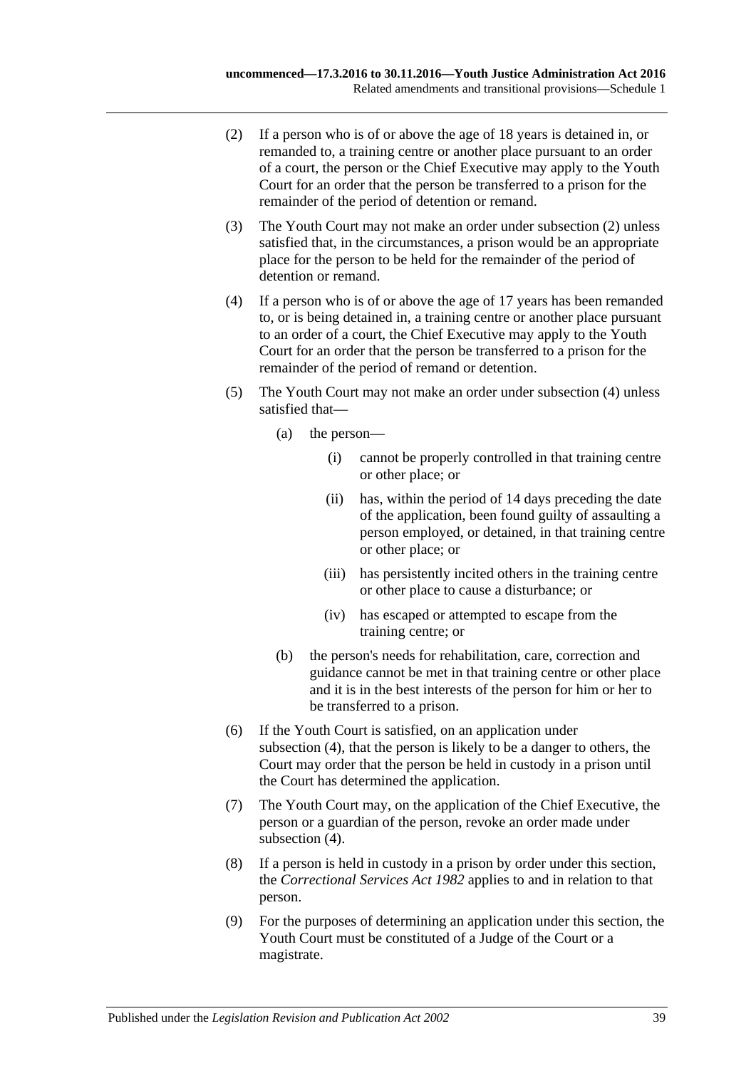(2) If a person who is of or above the age of 18 years is detained in, or remanded to, a training centre or another place pursuant to an order of a court, the person or the Chief Executive may apply to the Youth Court for an order that the person be transferred to a prison for the remainder of the period of detention or remand.

(3) The Youth Court may not make an order under subsection (2) unless satisfied that, in the circumstances, a prison would be an appropriate place for the person to be held for the remainder of the period of detention or remand.

(4) If a person who is of or above the age of 17 years has been remanded to, or is being detained in, a training centre or another place pursuant to an order of a court, the Chief Executive may apply to the Youth Court for an order that the person be transferred to a prison for the remainder of the period of remand or detention.

(5) The Youth Court may not make an order under subsection (4) unless satisfied that—

  (a) the person—

    (i) cannot be properly controlled in that training centre or other place; or

    (ii) has, within the period of 14 days preceding the date of the application, been found guilty of assaulting a person employed, or detained, in that training centre or other place; or

    (iii) has persistently incited others in the training centre or other place to cause a disturbance; or

    (iv) has escaped or attempted to escape from the training centre; or

  (b) the person's needs for rehabilitation, care, correction and guidance cannot be met in that training centre or other place and it is in the best interests of the person for him or her to be transferred to a prison.

(6) If the Youth Court is satisfied, on an application under subsection (4), that the person is likely to be a danger to others, the Court may order that the person be held in custody in a prison until the Court has determined the application.

(7) The Youth Court may, on the application of the Chief Executive, the person or a guardian of the person, revoke an order made under subsection (4).

(8) If a person is held in custody in a prison by order under this section, the *Correctional Services Act 1982* applies to and in relation to that person.

(9) For the purposes of determining an application under this section, the Youth Court must be constituted of a Judge of the Court or a magistrate.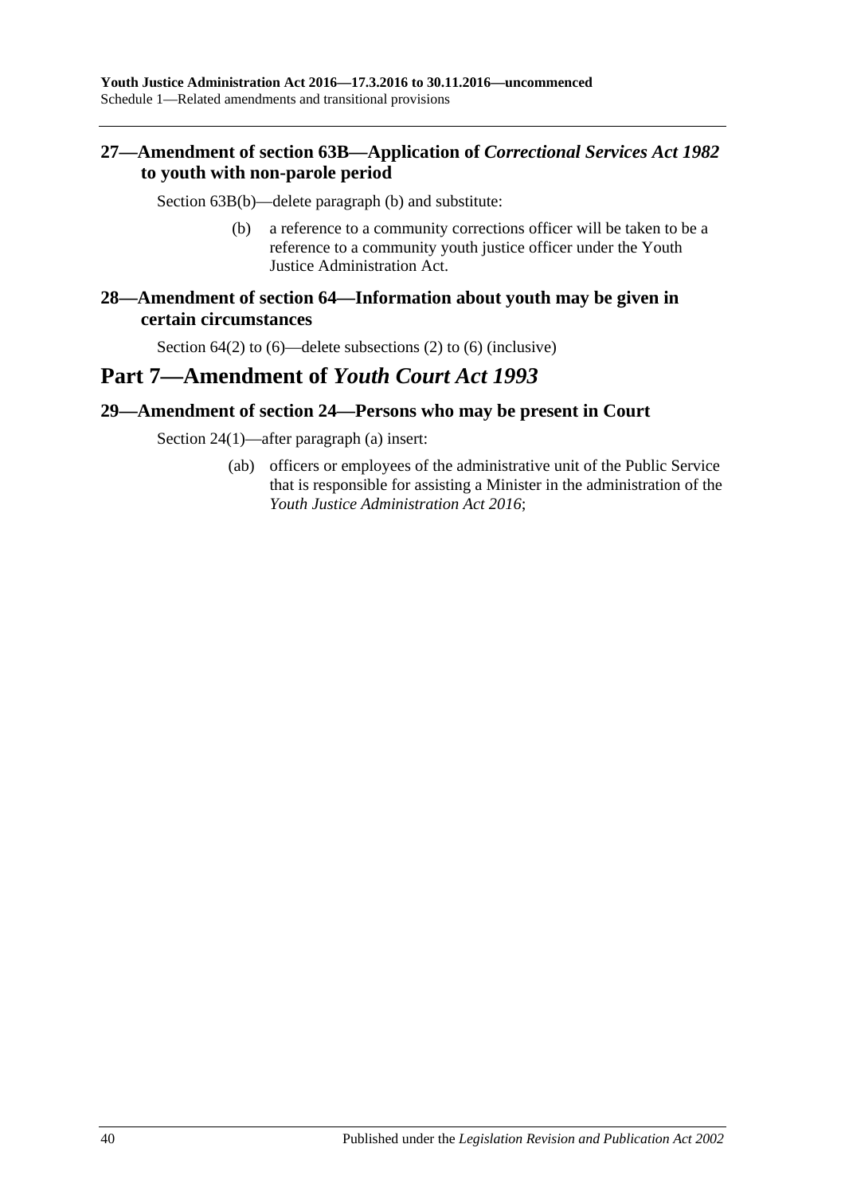### 27—Amendment of section 63B—Application of *Correctional Services Act 1982* to youth with non-parole period

Section 63B(b)—delete paragraph (b) and substitute:

> (b) a reference to a community corrections officer will be taken to be a reference to a community youth justice officer under the Youth Justice Administration Act.

### 28—Amendment of section 64—Information about youth may be given in certain circumstances

Section 64(2) to (6)—delete subsections (2) to (6) (inclusive)

## Part 7—Amendment of *Youth Court Act 1993*

### 29—Amendment of section 24—Persons who may be present in Court

Section 24(1)—after paragraph (a) insert:

> (ab) officers or employees of the administrative unit of the Public Service that is responsible for assisting a Minister in the administration of the *Youth Justice Administration Act 2016*;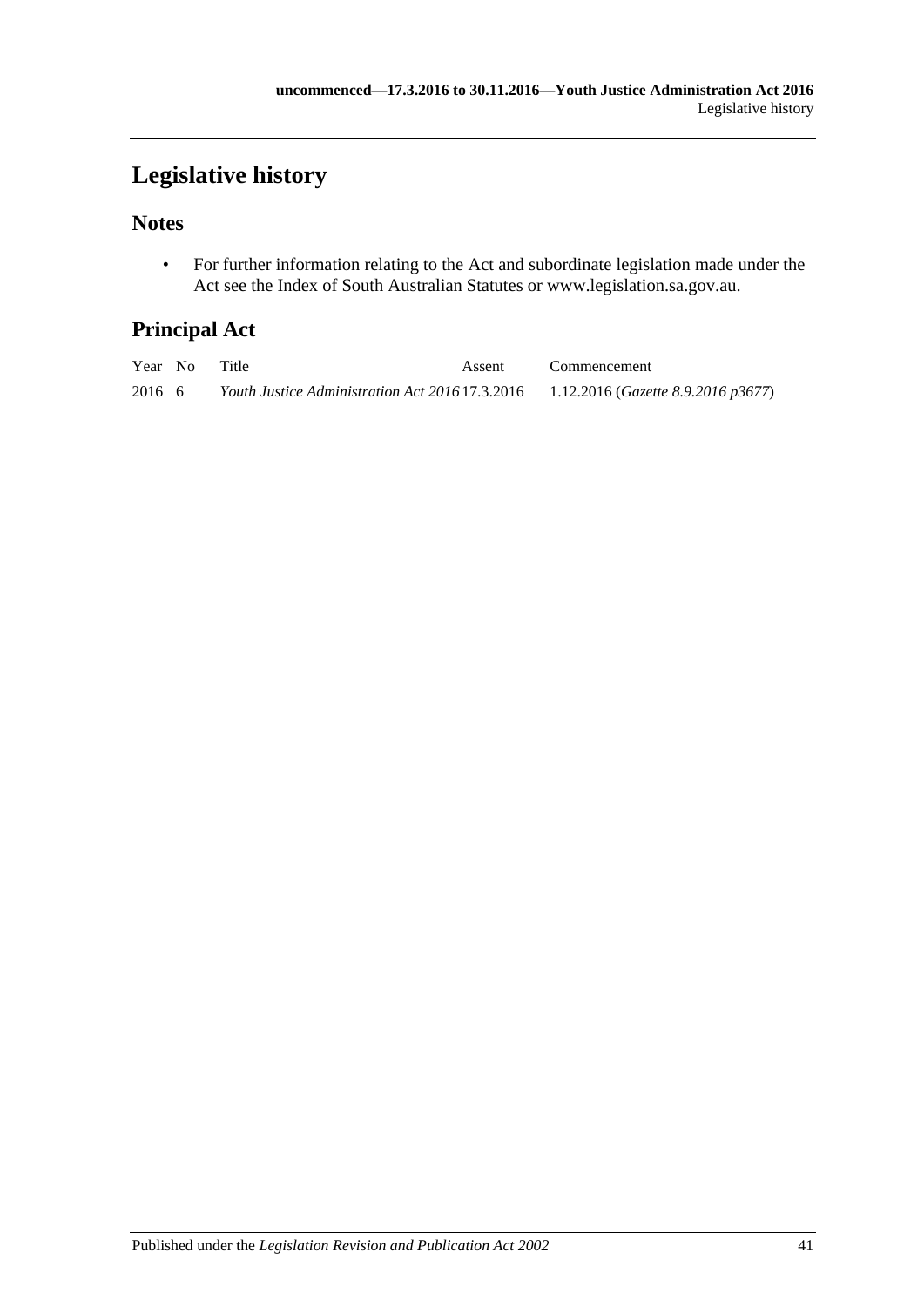# Legislative history

## Notes

- For further information relating to the Act and subordinate legislation made under the Act see the Index of South Australian Statutes or www.legislation.sa.gov.au.

## Principal Act

| Year | No | Title | Assent | Commencement |
|---|---|---|---|---|
| 2016 | 6 | *Youth Justice Administration Act 2016* | 17.3.2016 | 1.12.2016 (*Gazette 8.9.2016 p3677*) |